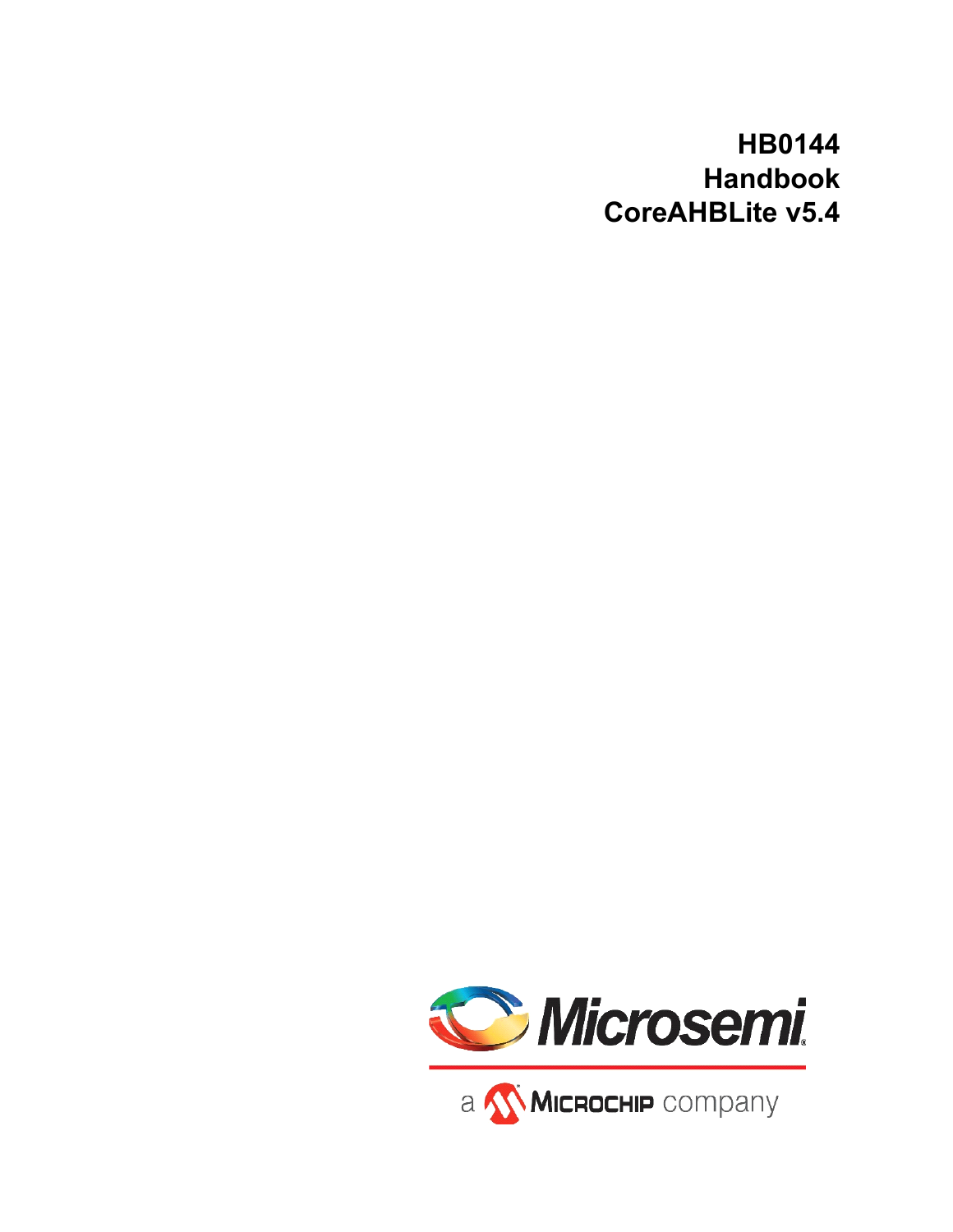# HB0144
# Handbook
# CoreAHBLite v5.4

Microsemi

a Microchip company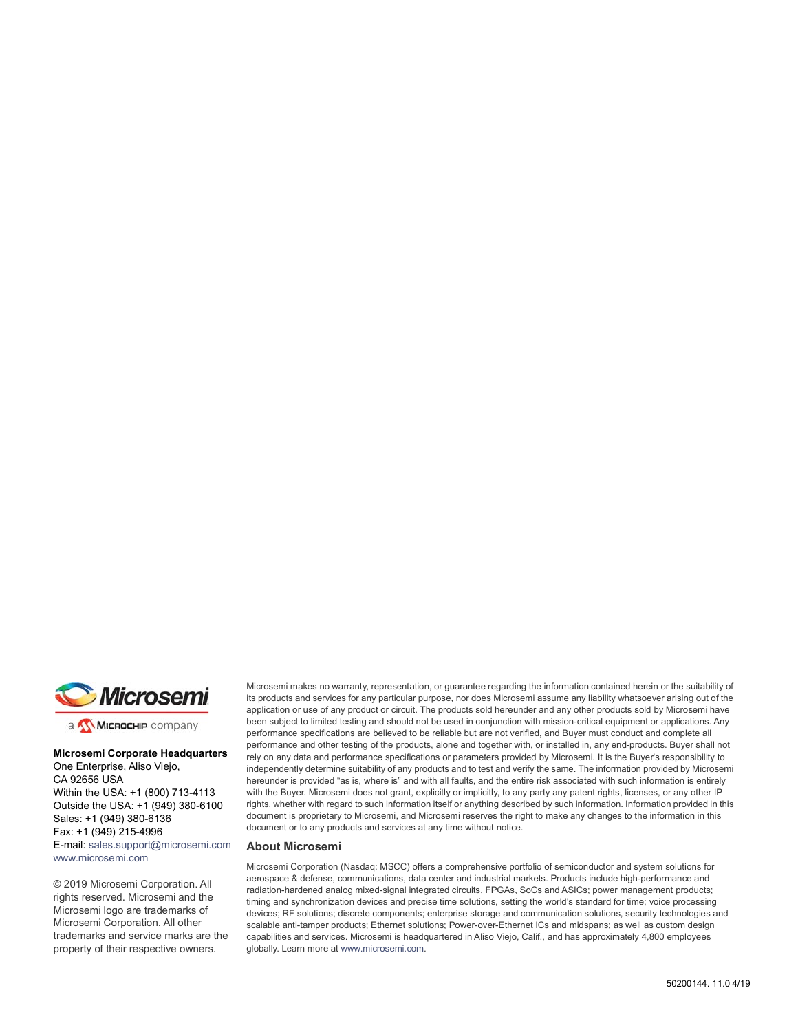Microsemi

a Microchip company

**Microsemi Corporate Headquarters**
One Enterprise, Aliso Viejo,
CA 92656 USA
Within the USA: +1 (800) 713-4113
Outside the USA: +1 (949) 380-6100
Sales: +1 (949) 380-6136
Fax: +1 (949) 215-4996
E-mail: sales.support@microsemi.com
www.microsemi.com

© 2019 Microsemi Corporation. All rights reserved. Microsemi and the Microsemi logo are trademarks of Microsemi Corporation. All other trademarks and service marks are the property of their respective owners.

Microsemi makes no warranty, representation, or guarantee regarding the information contained herein or the suitability of its products and services for any particular purpose, nor does Microsemi assume any liability whatsoever arising out of the application or use of any product or circuit. The products sold hereunder and any other products sold by Microsemi have been subject to limited testing and should not be used in conjunction with mission-critical equipment or applications. Any performance specifications are believed to be reliable but are not verified, and Buyer must conduct and complete all performance and other testing of the products, alone and together with, or installed in, any end-products. Buyer shall not rely on any data and performance specifications or parameters provided by Microsemi. It is the Buyer's responsibility to independently determine suitability of any products and to test and verify the same. The information provided by Microsemi hereunder is provided "as is, where is" and with all faults, and the entire risk associated with such information is entirely with the Buyer. Microsemi does not grant, explicitly or implicitly, to any party any patent rights, licenses, or any other IP rights, whether with regard to such information itself or anything described by such information. Information provided in this document is proprietary to Microsemi, and Microsemi reserves the right to make any changes to the information in this document or to any products and services at any time without notice.

### About Microsemi

Microsemi Corporation (Nasdaq: MSCC) offers a comprehensive portfolio of semiconductor and system solutions for aerospace & defense, communications, data center and industrial markets. Products include high-performance and radiation-hardened analog mixed-signal integrated circuits, FPGAs, SoCs and ASICs; power management products; timing and synchronization devices and precise time solutions, setting the world's standard for time; voice processing devices; RF solutions; discrete components; enterprise storage and communication solutions, security technologies and scalable anti-tamper products; Ethernet solutions; Power-over-Ethernet ICs and midspans; as well as custom design capabilities and services. Microsemi is headquartered in Aliso Viejo, Calif., and has approximately 4,800 employees globally. Learn more at www.microsemi.com.

50200144. 11.0 4/19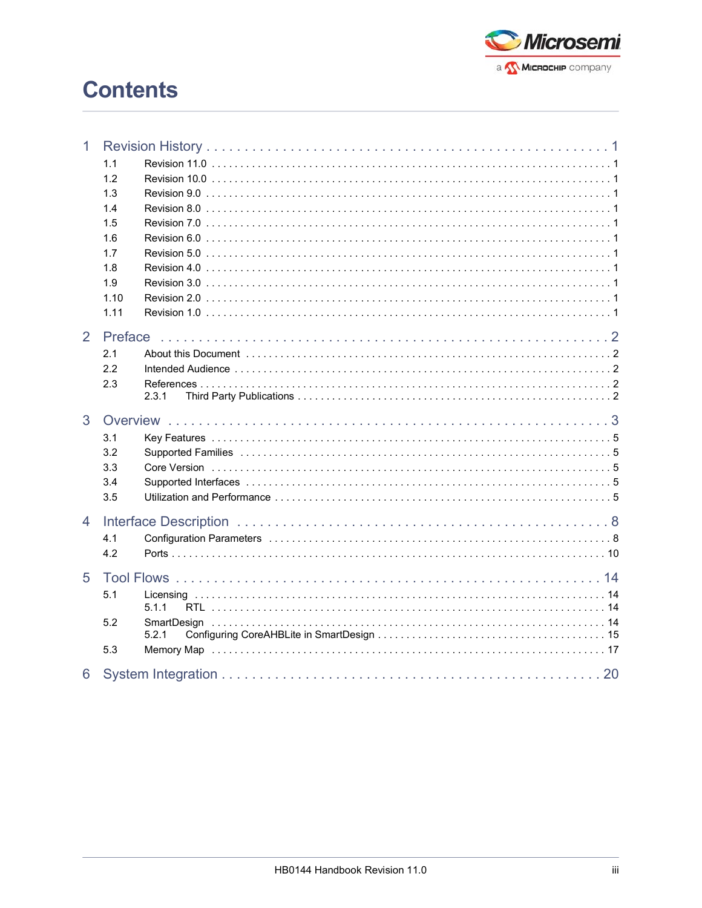# Contents

1 Revision History . . . . . . . . . . . . . . . . . . . . . . . . . . . . . . . . . . . . . . . . . . . . . . . . 1

- 1.1 Revision 11.0 . . . . . . . . . . . . . . . . . . . . . . . . . . . . . . . . . . . . . . . . . . . . . . . . 1
- 1.2 Revision 10.0 . . . . . . . . . . . . . . . . . . . . . . . . . . . . . . . . . . . . . . . . . . . . . . . . 1
- 1.3 Revision 9.0 . . . . . . . . . . . . . . . . . . . . . . . . . . . . . . . . . . . . . . . . . . . . . . . . 1
- 1.4 Revision 8.0 . . . . . . . . . . . . . . . . . . . . . . . . . . . . . . . . . . . . . . . . . . . . . . . . 1
- 1.5 Revision 7.0 . . . . . . . . . . . . . . . . . . . . . . . . . . . . . . . . . . . . . . . . . . . . . . . . 1
- 1.6 Revision 6.0 . . . . . . . . . . . . . . . . . . . . . . . . . . . . . . . . . . . . . . . . . . . . . . . . 1
- 1.7 Revision 5.0 . . . . . . . . . . . . . . . . . . . . . . . . . . . . . . . . . . . . . . . . . . . . . . . . 1
- 1.8 Revision 4.0 . . . . . . . . . . . . . . . . . . . . . . . . . . . . . . . . . . . . . . . . . . . . . . . . 1
- 1.9 Revision 3.0 . . . . . . . . . . . . . . . . . . . . . . . . . . . . . . . . . . . . . . . . . . . . . . . . 1
- 1.10 Revision 2.0 . . . . . . . . . . . . . . . . . . . . . . . . . . . . . . . . . . . . . . . . . . . . . . . . 1
- 1.11 Revision 1.0 . . . . . . . . . . . . . . . . . . . . . . . . . . . . . . . . . . . . . . . . . . . . . . . . 1

2 Preface . . . . . . . . . . . . . . . . . . . . . . . . . . . . . . . . . . . . . . . . . . . . . . . . 2

- 2.1 About this Document . . . . . . . . . . . . . . . . . . . . . . . . . . . . . . . . . . . . . . . . . . . 2
- 2.2 Intended Audience . . . . . . . . . . . . . . . . . . . . . . . . . . . . . . . . . . . . . . . . . . . . 2
- 2.3 References . . . . . . . . . . . . . . . . . . . . . . . . . . . . . . . . . . . . . . . . . . . . . . . . 2
  - 2.3.1 Third Party Publications . . . . . . . . . . . . . . . . . . . . . . . . . . . . . . . . . . . . . 2

3 Overview . . . . . . . . . . . . . . . . . . . . . . . . . . . . . . . . . . . . . . . . . . . . . . . . 3

- 3.1 Key Features . . . . . . . . . . . . . . . . . . . . . . . . . . . . . . . . . . . . . . . . . . . . . . . . 5
- 3.2 Supported Families . . . . . . . . . . . . . . . . . . . . . . . . . . . . . . . . . . . . . . . . . . . . 5
- 3.3 Core Version . . . . . . . . . . . . . . . . . . . . . . . . . . . . . . . . . . . . . . . . . . . . . . . . 5
- 3.4 Supported Interfaces . . . . . . . . . . . . . . . . . . . . . . . . . . . . . . . . . . . . . . . . . . . 5
- 3.5 Utilization and Performance . . . . . . . . . . . . . . . . . . . . . . . . . . . . . . . . . . . . . . . 5

4 Interface Description . . . . . . . . . . . . . . . . . . . . . . . . . . . . . . . . . . . . . . . . 8

- 4.1 Configuration Parameters . . . . . . . . . . . . . . . . . . . . . . . . . . . . . . . . . . . . . . . . 8
- 4.2 Ports . . . . . . . . . . . . . . . . . . . . . . . . . . . . . . . . . . . . . . . . . . . . . . . . . . . 10

5 Tool Flows . . . . . . . . . . . . . . . . . . . . . . . . . . . . . . . . . . . . . . . . . . . . . . 14

- 5.1 Licensing . . . . . . . . . . . . . . . . . . . . . . . . . . . . . . . . . . . . . . . . . . . . . . . . . 14
  - 5.1.1 RTL . . . . . . . . . . . . . . . . . . . . . . . . . . . . . . . . . . . . . . . . . . . . . . . . 14
- 5.2 SmartDesign . . . . . . . . . . . . . . . . . . . . . . . . . . . . . . . . . . . . . . . . . . . . . . . 14
  - 5.2.1 Configuring CoreAHBLite in SmartDesign . . . . . . . . . . . . . . . . . . . . . . . . . . . 15
- 5.3 Memory Map . . . . . . . . . . . . . . . . . . . . . . . . . . . . . . . . . . . . . . . . . . . . . . . 17

6 System Integration . . . . . . . . . . . . . . . . . . . . . . . . . . . . . . . . . . . . . . . . . . 20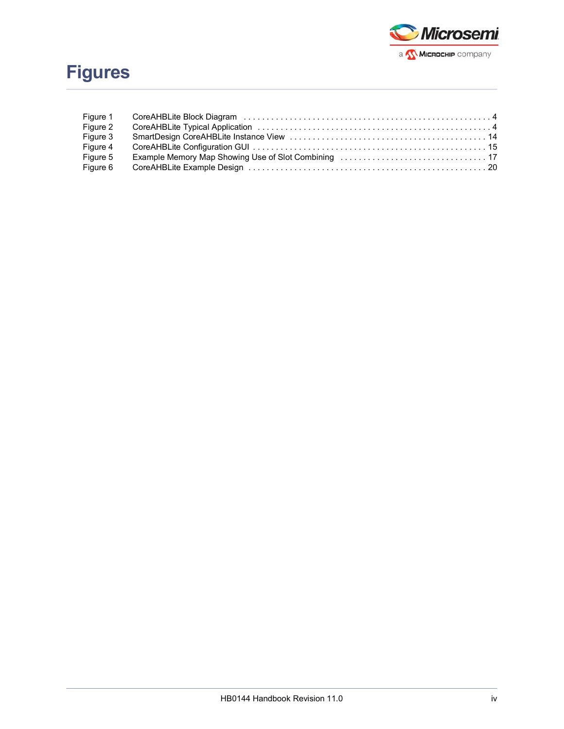# Figures

| | | |
|---|---|---|
| Figure 1 | CoreAHBLite Block Diagram | 4 |
| Figure 2 | CoreAHBLite Typical Application | 4 |
| Figure 3 | SmartDesign CoreAHBLite Instance View | 14 |
| Figure 4 | CoreAHBLite Configuration GUI | 15 |
| Figure 5 | Example Memory Map Showing Use of Slot Combining | 17 |
| Figure 6 | CoreAHBLite Example Design | 20 |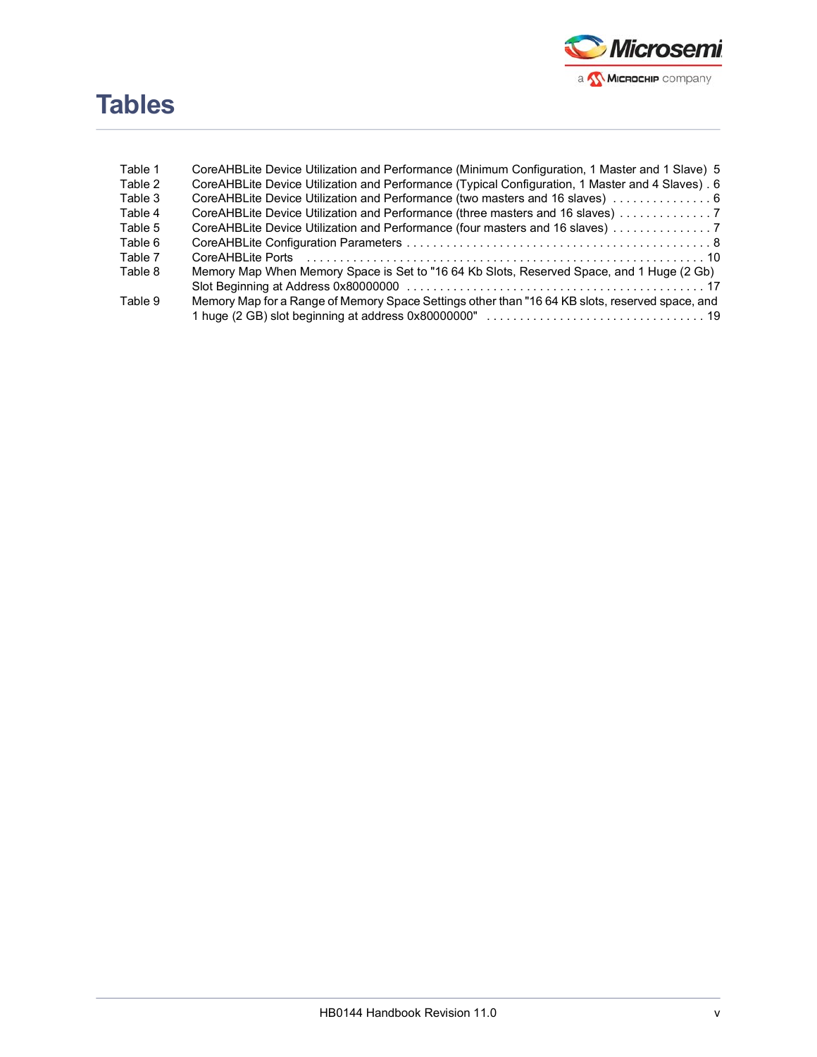# Tables

| | | |
|---|---|---|
| Table 1 | CoreAHBLite Device Utilization and Performance (Minimum Configuration, 1 Master and 1 Slave) | 5 |
| Table 2 | CoreAHBLite Device Utilization and Performance (Typical Configuration, 1 Master and 4 Slaves) | 6 |
| Table 3 | CoreAHBLite Device Utilization and Performance (two masters and 16 slaves) | 6 |
| Table 4 | CoreAHBLite Device Utilization and Performance (three masters and 16 slaves) | 7 |
| Table 5 | CoreAHBLite Device Utilization and Performance (four masters and 16 slaves) | 7 |
| Table 6 | CoreAHBLite Configuration Parameters | 8 |
| Table 7 | CoreAHBLite Ports | 10 |
| Table 8 | Memory Map When Memory Space is Set to "16 64 Kb Slots, Reserved Space, and 1 Huge (2 Gb) Slot Beginning at Address 0x80000000 | 17 |
| Table 9 | Memory Map for a Range of Memory Space Settings other than "16 64 KB slots, reserved space, and 1 huge (2 GB) slot beginning at address 0x80000000" | 19 |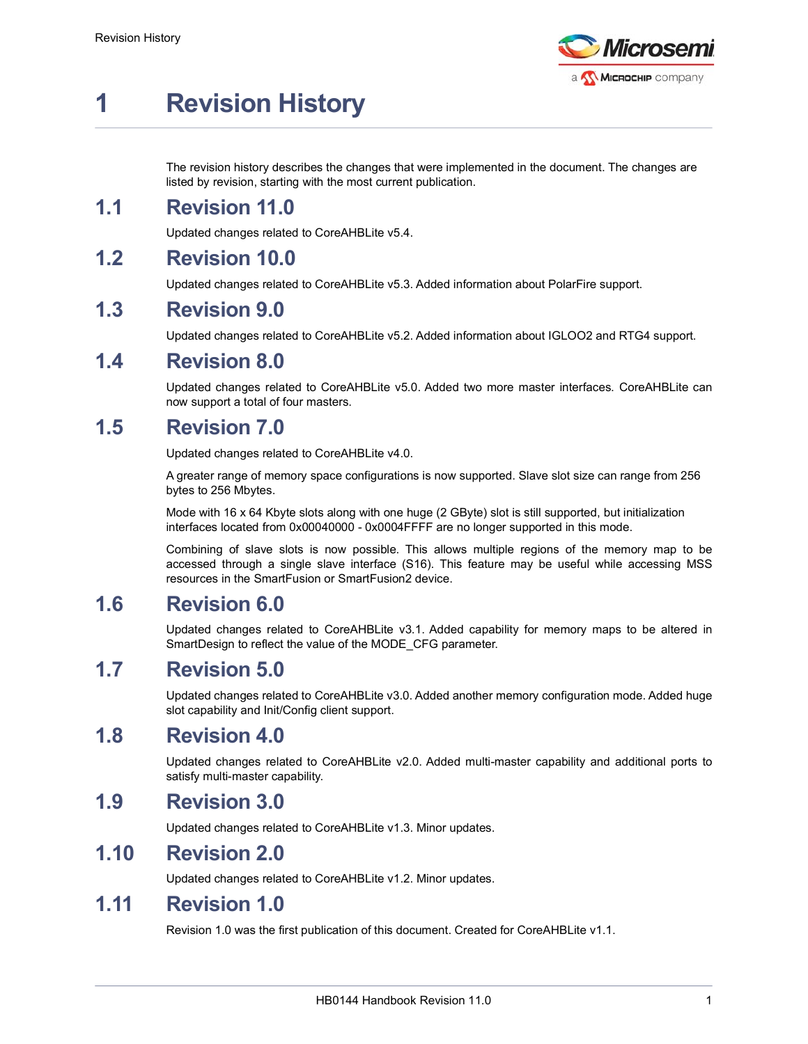# 1 Revision History

The revision history describes the changes that were implemented in the document. The changes are listed by revision, starting with the most current publication.

## 1.1 Revision 11.0

Updated changes related to CoreAHBLite v5.4.

## 1.2 Revision 10.0

Updated changes related to CoreAHBLite v5.3. Added information about PolarFire support.

## 1.3 Revision 9.0

Updated changes related to CoreAHBLite v5.2. Added information about IGLOO2 and RTG4 support.

## 1.4 Revision 8.0

Updated changes related to CoreAHBLite v5.0. Added two more master interfaces. CoreAHBLite can now support a total of four masters.

## 1.5 Revision 7.0

Updated changes related to CoreAHBLite v4.0.

A greater range of memory space configurations is now supported. Slave slot size can range from 256 bytes to 256 Mbytes.

Mode with 16 x 64 Kbyte slots along with one huge (2 GByte) slot is still supported, but initialization interfaces located from 0x00040000 - 0x0004FFFF are no longer supported in this mode.

Combining of slave slots is now possible. This allows multiple regions of the memory map to be accessed through a single slave interface (S16). This feature may be useful while accessing MSS resources in the SmartFusion or SmartFusion2 device.

## 1.6 Revision 6.0

Updated changes related to CoreAHBLite v3.1. Added capability for memory maps to be altered in SmartDesign to reflect the value of the MODE_CFG parameter.

## 1.7 Revision 5.0

Updated changes related to CoreAHBLite v3.0. Added another memory configuration mode. Added huge slot capability and Init/Config client support.

## 1.8 Revision 4.0

Updated changes related to CoreAHBLite v2.0. Added multi-master capability and additional ports to satisfy multi-master capability.

## 1.9 Revision 3.0

Updated changes related to CoreAHBLite v1.3. Minor updates.

## 1.10 Revision 2.0

Updated changes related to CoreAHBLite v1.2. Minor updates.

## 1.11 Revision 1.0

Revision 1.0 was the first publication of this document. Created for CoreAHBLite v1.1.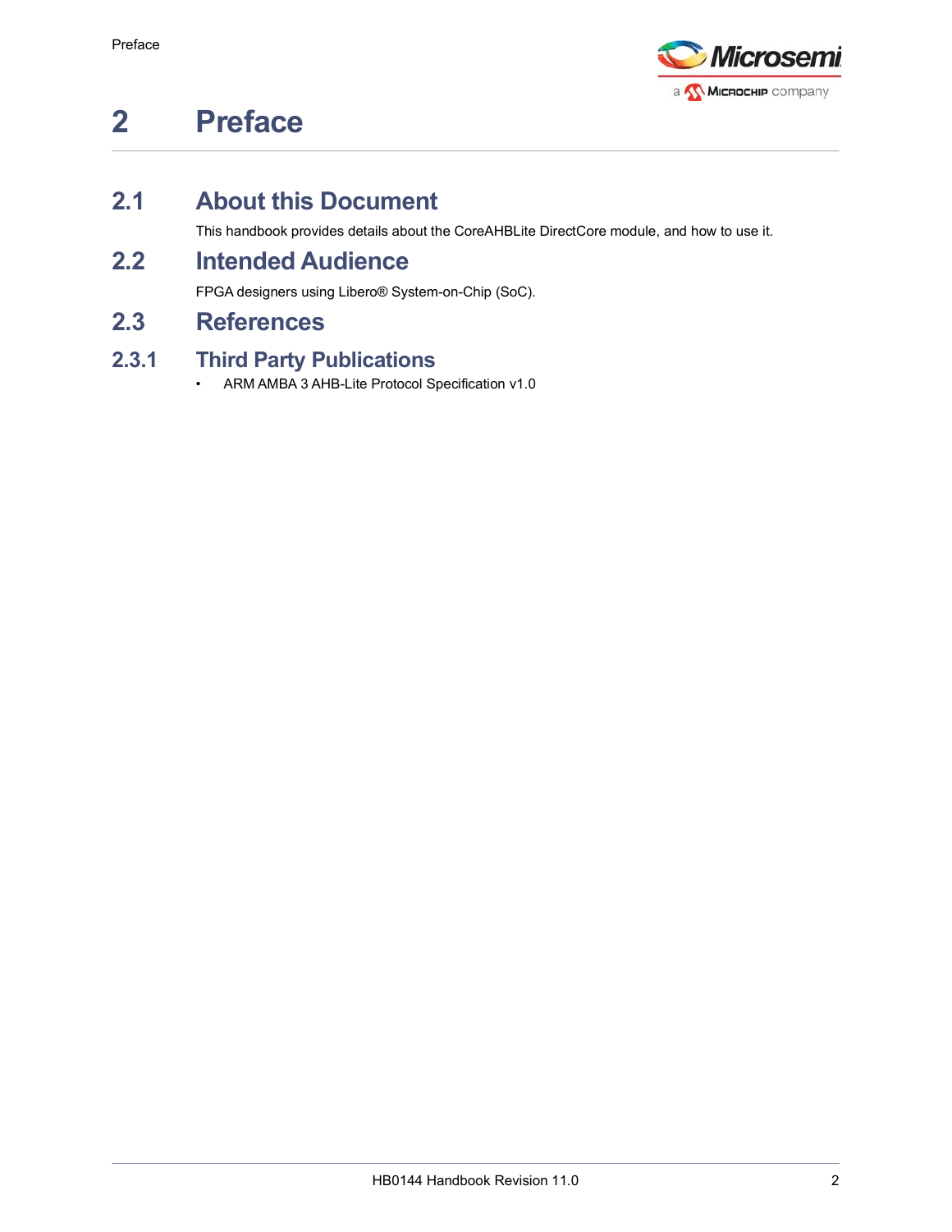# 2 Preface

## 2.1 About this Document

This handbook provides details about the CoreAHBLite DirectCore module, and how to use it.

## 2.2 Intended Audience

FPGA designers using Libero® System-on-Chip (SoC).

## 2.3 References

### 2.3.1 Third Party Publications

- ARM AMBA 3 AHB-Lite Protocol Specification v1.0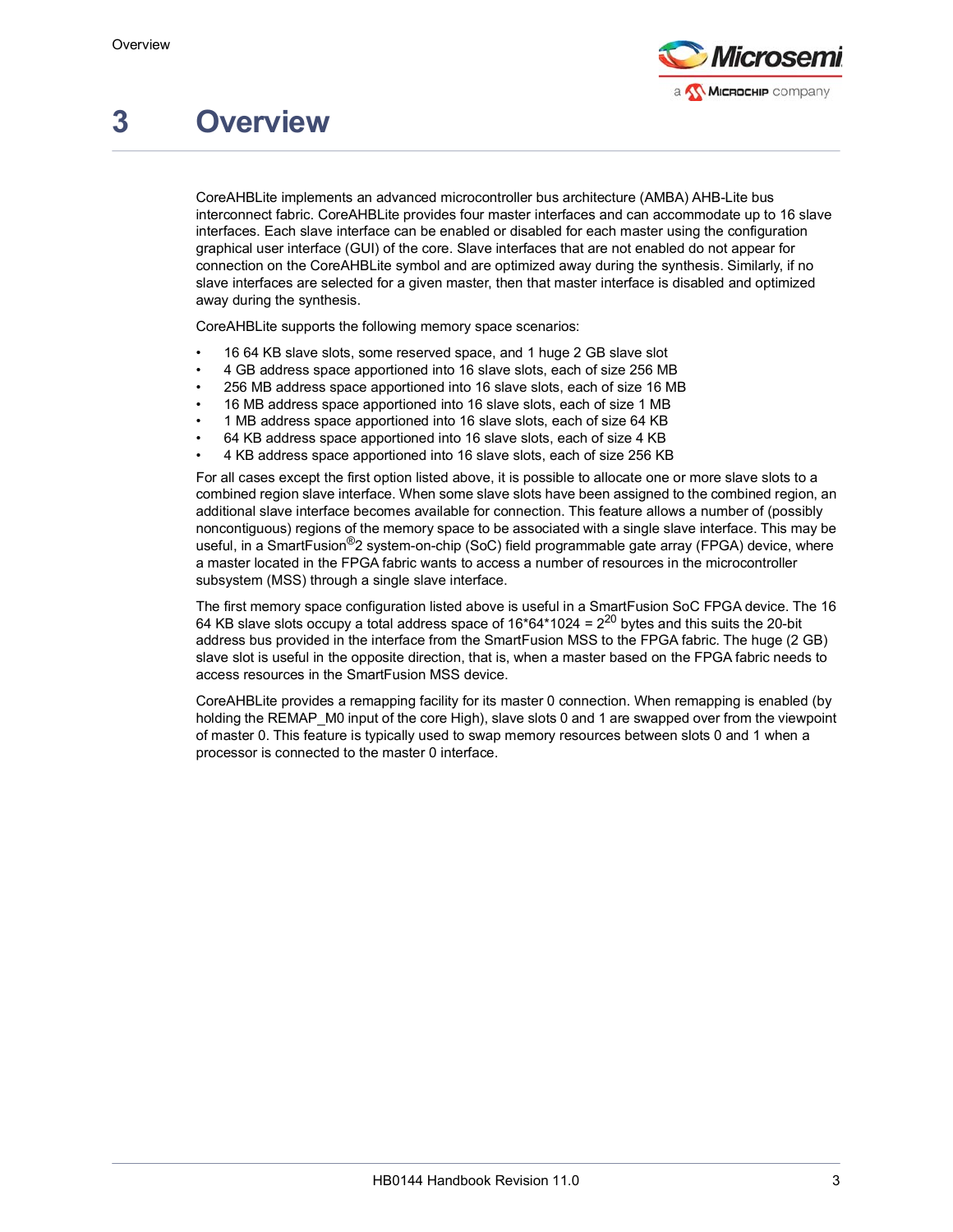# 3 Overview

CoreAHBLite implements an advanced microcontroller bus architecture (AMBA) AHB-Lite bus interconnect fabric. CoreAHBLite provides four master interfaces and can accommodate up to 16 slave interfaces. Each slave interface can be enabled or disabled for each master using the configuration graphical user interface (GUI) of the core. Slave interfaces that are not enabled do not appear for connection on the CoreAHBLite symbol and are optimized away during the synthesis. Similarly, if no slave interfaces are selected for a given master, then that master interface is disabled and optimized away during the synthesis.

CoreAHBLite supports the following memory space scenarios:

- 16 64 KB slave slots, some reserved space, and 1 huge 2 GB slave slot
- 4 GB address space apportioned into 16 slave slots, each of size 256 MB
- 256 MB address space apportioned into 16 slave slots, each of size 16 MB
- 16 MB address space apportioned into 16 slave slots, each of size 1 MB
- 1 MB address space apportioned into 16 slave slots, each of size 64 KB
- 64 KB address space apportioned into 16 slave slots, each of size 4 KB
- 4 KB address space apportioned into 16 slave slots, each of size 256 KB

For all cases except the first option listed above, it is possible to allocate one or more slave slots to a combined region slave interface. When some slave slots have been assigned to the combined region, an additional slave interface becomes available for connection. This feature allows a number of (possibly noncontiguous) regions of the memory space to be associated with a single slave interface. This may be useful, in a SmartFusion®2 system-on-chip (SoC) field programmable gate array (FPGA) device, where a master located in the FPGA fabric wants to access a number of resources in the microcontroller subsystem (MSS) through a single slave interface.

The first memory space configuration listed above is useful in a SmartFusion SoC FPGA device. The 16 64 KB slave slots occupy a total address space of 16*64*1024 = $2^{20}$ bytes and this suits the 20-bit address bus provided in the interface from the SmartFusion MSS to the FPGA fabric. The huge (2 GB) slave slot is useful in the opposite direction, that is, when a master based on the FPGA fabric needs to access resources in the SmartFusion MSS device.

CoreAHBLite provides a remapping facility for its master 0 connection. When remapping is enabled (by holding the REMAP_M0 input of the core High), slave slots 0 and 1 are swapped over from the viewpoint of master 0. This feature is typically used to swap memory resources between slots 0 and 1 when a processor is connected to the master 0 interface.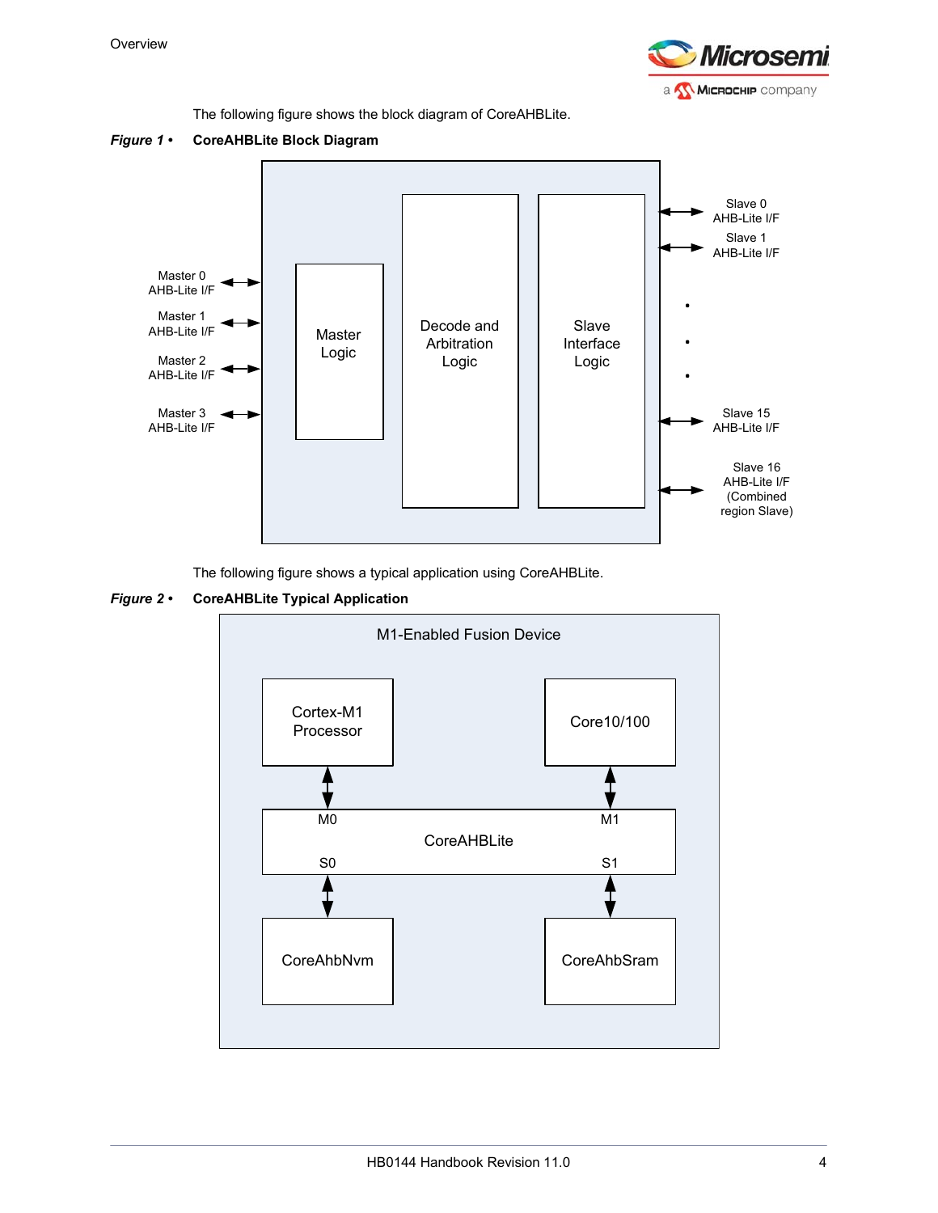The following figure shows the block diagram of CoreAHBLite.

***Figure 1 •*** **CoreAHBLite Block Diagram**

Master 0 AHB-Lite I/F

Master 1 AHB-Lite I/F

Master 2 AHB-Lite I/F

Master 3 AHB-Lite I/F

Master Logic

Decode and Arbitration Logic

Slave Interface Logic

Slave 0 AHB-Lite I/F

Slave 1 AHB-Lite I/F

Slave 15 AHB-Lite I/F

Slave 16 AHB-Lite I/F (Combined region Slave)

The following figure shows a typical application using CoreAHBLite.

***Figure 2 •*** **CoreAHBLite Typical Application**

M1-Enabled Fusion Device

Cortex-M1 Processor

Core10/100

M0

M1

CoreAHBLite

S0

S1

CoreAhbNvm

CoreAhbSram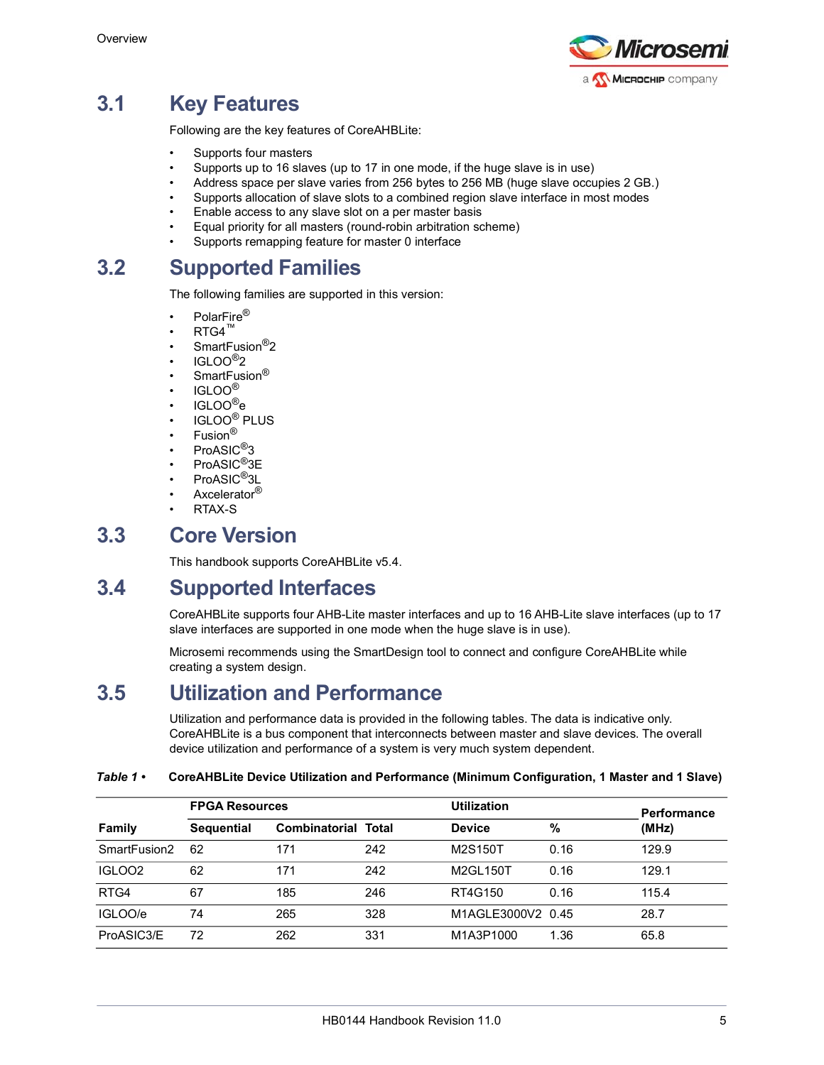## 3.1 Key Features

Following are the key features of CoreAHBLite:

- Supports four masters
- Supports up to 16 slaves (up to 17 in one mode, if the huge slave is in use)
- Address space per slave varies from 256 bytes to 256 MB (huge slave occupies 2 GB.)
- Supports allocation of slave slots to a combined region slave interface in most modes
- Enable access to any slave slot on a per master basis
- Equal priority for all masters (round-robin arbitration scheme)
- Supports remapping feature for master 0 interface

## 3.2 Supported Families

The following families are supported in this version:

- PolarFire®
- RTG4™
- SmartFusion®2
- IGLOO®2
- SmartFusion®
- IGLOO®
- IGLOO®e
- IGLOO® PLUS
- Fusion®
- ProASIC®3
- ProASIC®3E
- ProASIC®3L
- Axcelerator®
- RTAX-S

## 3.3 Core Version

This handbook supports CoreAHBLite v5.4.

## 3.4 Supported Interfaces

CoreAHBLite supports four AHB-Lite master interfaces and up to 16 AHB-Lite slave interfaces (up to 17 slave interfaces are supported in one mode when the huge slave is in use).

Microsemi recommends using the SmartDesign tool to connect and configure CoreAHBLite while creating a system design.

## 3.5 Utilization and Performance

Utilization and performance data is provided in the following tables. The data is indicative only. CoreAHBLite is a bus component that interconnects between master and slave devices. The overall device utilization and performance of a system is very much system dependent.

***Table 1 •*** **CoreAHBLite Device Utilization and Performance (Minimum Configuration, 1 Master and 1 Slave)**

| | FPGA Resources | | | Utilization | | Performance |
|---|---|---|---|---|---|---|
| **Family** | **Sequential** | **Combinatorial** | **Total** | **Device** | **%** | **(MHz)** |
| SmartFusion2 | 62 | 171 | 242 | M2S150T | 0.16 | 129.9 |
| IGLOO2 | 62 | 171 | 242 | M2GL150T | 0.16 | 129.1 |
| RTG4 | 67 | 185 | 246 | RT4G150 | 0.16 | 115.4 |
| IGLOO/e | 74 | 265 | 328 | M1AGLE3000V2 | 0.45 | 28.7 |
| ProASIC3/E | 72 | 262 | 331 | M1A3P1000 | 1.36 | 65.8 |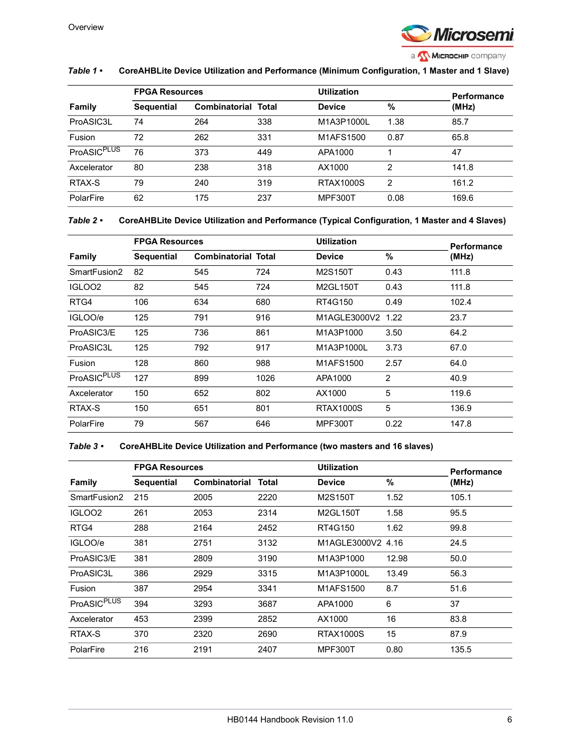**Table 1 • CoreAHBLite Device Utilization and Performance (Minimum Configuration, 1 Master and 1 Slave)**

| | FPGA Resources | | | Utilization | | Performance |
|---|---|---|---|---|---|---|
| Family | Sequential | Combinatorial | Total | Device | % | (MHz) |
| ProASIC3L | 74 | 264 | 338 | M1A3P1000L | 1.38 | 85.7 |
| Fusion | 72 | 262 | 331 | M1AFS1500 | 0.87 | 65.8 |
| ProASIC$^{PLUS}$ | 76 | 373 | 449 | APA1000 | 1 | 47 |
| Axcelerator | 80 | 238 | 318 | AX1000 | 2 | 141.8 |
| RTAX-S | 79 | 240 | 319 | RTAX1000S | 2 | 161.2 |
| PolarFire | 62 | 175 | 237 | MPF300T | 0.08 | 169.6 |

**Table 2 • CoreAHBLite Device Utilization and Performance (Typical Configuration, 1 Master and 4 Slaves)**

| | FPGA Resources | | | Utilization | | Performance |
|---|---|---|---|---|---|---|
| Family | Sequential | Combinatorial | Total | Device | % | (MHz) |
| SmartFusion2 | 82 | 545 | 724 | M2S150T | 0.43 | 111.8 |
| IGLOO2 | 82 | 545 | 724 | M2GL150T | 0.43 | 111.8 |
| RTG4 | 106 | 634 | 680 | RT4G150 | 0.49 | 102.4 |
| IGLOO/e | 125 | 791 | 916 | M1AGLE3000V2 | 1.22 | 23.7 |
| ProASIC3/E | 125 | 736 | 861 | M1A3P1000 | 3.50 | 64.2 |
| ProASIC3L | 125 | 792 | 917 | M1A3P1000L | 3.73 | 67.0 |
| Fusion | 128 | 860 | 988 | M1AFS1500 | 2.57 | 64.0 |
| ProASIC$^{PLUS}$ | 127 | 899 | 1026 | APA1000 | 2 | 40.9 |
| Axcelerator | 150 | 652 | 802 | AX1000 | 5 | 119.6 |
| RTAX-S | 150 | 651 | 801 | RTAX1000S | 5 | 136.9 |
| PolarFire | 79 | 567 | 646 | MPF300T | 0.22 | 147.8 |

**Table 3 • CoreAHBLite Device Utilization and Performance (two masters and 16 slaves)**

| | FPGA Resources | | | Utilization | | Performance |
|---|---|---|---|---|---|---|
| Family | Sequential | Combinatorial | Total | Device | % | (MHz) |
| SmartFusion2 | 215 | 2005 | 2220 | M2S150T | 1.52 | 105.1 |
| IGLOO2 | 261 | 2053 | 2314 | M2GL150T | 1.58 | 95.5 |
| RTG4 | 288 | 2164 | 2452 | RT4G150 | 1.62 | 99.8 |
| IGLOO/e | 381 | 2751 | 3132 | M1AGLE3000V2 | 4.16 | 24.5 |
| ProASIC3/E | 381 | 2809 | 3190 | M1A3P1000 | 12.98 | 50.0 |
| ProASIC3L | 386 | 2929 | 3315 | M1A3P1000L | 13.49 | 56.3 |
| Fusion | 387 | 2954 | 3341 | M1AFS1500 | 8.7 | 51.6 |
| ProASIC$^{PLUS}$ | 394 | 3293 | 3687 | APA1000 | 6 | 37 |
| Axcelerator | 453 | 2399 | 2852 | AX1000 | 16 | 83.8 |
| RTAX-S | 370 | 2320 | 2690 | RTAX1000S | 15 | 87.9 |
| PolarFire | 216 | 2191 | 2407 | MPF300T | 0.80 | 135.5 |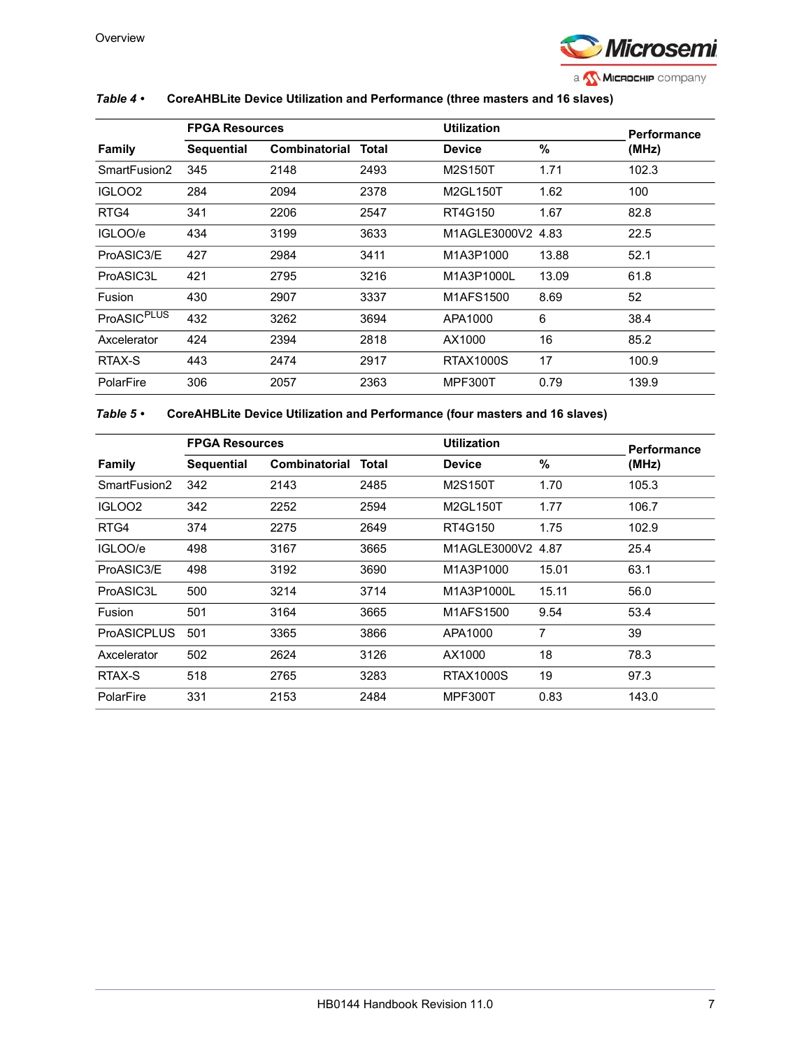*Table 4 •* **CoreAHBLite Device Utilization and Performance (three masters and 16 slaves)**

| | FPGA Resources | | | Utilization | | Performance |
|---|---|---|---|---|---|---|
| **Family** | **Sequential** | **Combinatorial** | **Total** | **Device** | **%** | **(MHz)** |
| SmartFusion2 | 345 | 2148 | 2493 | M2S150T | 1.71 | 102.3 |
| IGLOO2 | 284 | 2094 | 2378 | M2GL150T | 1.62 | 100 |
| RTG4 | 341 | 2206 | 2547 | RT4G150 | 1.67 | 82.8 |
| IGLOO/e | 434 | 3199 | 3633 | M1AGLE3000V2 | 4.83 | 22.5 |
| ProASIC3/E | 427 | 2984 | 3411 | M1A3P1000 | 13.88 | 52.1 |
| ProASIC3L | 421 | 2795 | 3216 | M1A3P1000L | 13.09 | 61.8 |
| Fusion | 430 | 2907 | 3337 | M1AFS1500 | 8.69 | 52 |
| ProASIC$^{PLUS}$ | 432 | 3262 | 3694 | APA1000 | 6 | 38.4 |
| Axcelerator | 424 | 2394 | 2818 | AX1000 | 16 | 85.2 |
| RTAX-S | 443 | 2474 | 2917 | RTAX1000S | 17 | 100.9 |
| PolarFire | 306 | 2057 | 2363 | MPF300T | 0.79 | 139.9 |

*Table 5 •* **CoreAHBLite Device Utilization and Performance (four masters and 16 slaves)**

| | FPGA Resources | | | Utilization | | Performance |
|---|---|---|---|---|---|---|
| **Family** | **Sequential** | **Combinatorial** | **Total** | **Device** | **%** | **(MHz)** |
| SmartFusion2 | 342 | 2143 | 2485 | M2S150T | 1.70 | 105.3 |
| IGLOO2 | 342 | 2252 | 2594 | M2GL150T | 1.77 | 106.7 |
| RTG4 | 374 | 2275 | 2649 | RT4G150 | 1.75 | 102.9 |
| IGLOO/e | 498 | 3167 | 3665 | M1AGLE3000V2 | 4.87 | 25.4 |
| ProASIC3/E | 498 | 3192 | 3690 | M1A3P1000 | 15.01 | 63.1 |
| ProASIC3L | 500 | 3214 | 3714 | M1A3P1000L | 15.11 | 56.0 |
| Fusion | 501 | 3164 | 3665 | M1AFS1500 | 9.54 | 53.4 |
| ProASICPLUS | 501 | 3365 | 3866 | APA1000 | 7 | 39 |
| Axcelerator | 502 | 2624 | 3126 | AX1000 | 18 | 78.3 |
| RTAX-S | 518 | 2765 | 3283 | RTAX1000S | 19 | 97.3 |
| PolarFire | 331 | 2153 | 2484 | MPF300T | 0.83 | 143.0 |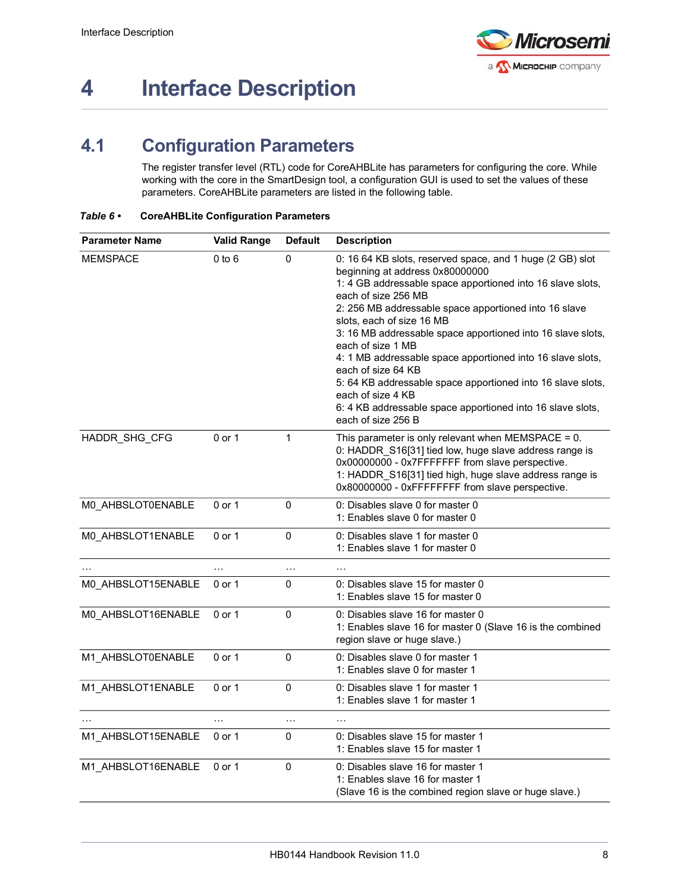# 4 Interface Description

## 4.1 Configuration Parameters

The register transfer level (RTL) code for CoreAHBLite has parameters for configuring the core. While working with the core in the SmartDesign tool, a configuration GUI is used to set the values of these parameters. CoreAHBLite parameters are listed in the following table.

***Table 6 •*** **CoreAHBLite Configuration Parameters**

| Parameter Name | Valid Range | Default | Description |
|---|---|---|---|
| MEMSPACE | 0 to 6 | 0 | 0: 16 64 KB slots, reserved space, and 1 huge (2 GB) slot beginning at address 0x80000000<br>1: 4 GB addressable space apportioned into 16 slave slots, each of size 256 MB<br>2: 256 MB addressable space apportioned into 16 slave slots, each of size 16 MB<br>3: 16 MB addressable space apportioned into 16 slave slots, each of size 1 MB<br>4: 1 MB addressable space apportioned into 16 slave slots, each of size 64 KB<br>5: 64 KB addressable space apportioned into 16 slave slots, each of size 4 KB<br>6: 4 KB addressable space apportioned into 16 slave slots, each of size 256 B |
| HADDR_SHG_CFG | 0 or 1 | 1 | This parameter is only relevant when MEMSPACE = 0.<br>0: HADDR_S16[31] tied low, huge slave address range is 0x00000000 - 0x7FFFFFFF from slave perspective.<br>1: HADDR_S16[31] tied high, huge slave address range is 0x80000000 - 0xFFFFFFFF from slave perspective. |
| M0_AHBSLOT0ENABLE | 0 or 1 | 0 | 0: Disables slave 0 for master 0<br>1: Enables slave 0 for master 0 |
| M0_AHBSLOT1ENABLE | 0 or 1 | 0 | 0: Disables slave 1 for master 0<br>1: Enables slave 1 for master 0 |
| … | … | … | … |
| M0_AHBSLOT15ENABLE | 0 or 1 | 0 | 0: Disables slave 15 for master 0<br>1: Enables slave 15 for master 0 |
| M0_AHBSLOT16ENABLE | 0 or 1 | 0 | 0: Disables slave 16 for master 0<br>1: Enables slave 16 for master 0 (Slave 16 is the combined region slave or huge slave.) |
| M1_AHBSLOT0ENABLE | 0 or 1 | 0 | 0: Disables slave 0 for master 1<br>1: Enables slave 0 for master 1 |
| M1_AHBSLOT1ENABLE | 0 or 1 | 0 | 0: Disables slave 1 for master 1<br>1: Enables slave 1 for master 1 |
| … | … | … | … |
| M1_AHBSLOT15ENABLE | 0 or 1 | 0 | 0: Disables slave 15 for master 1<br>1: Enables slave 15 for master 1 |
| M1_AHBSLOT16ENABLE | 0 or 1 | 0 | 0: Disables slave 16 for master 1<br>1: Enables slave 16 for master 1<br>(Slave 16 is the combined region slave or huge slave.) |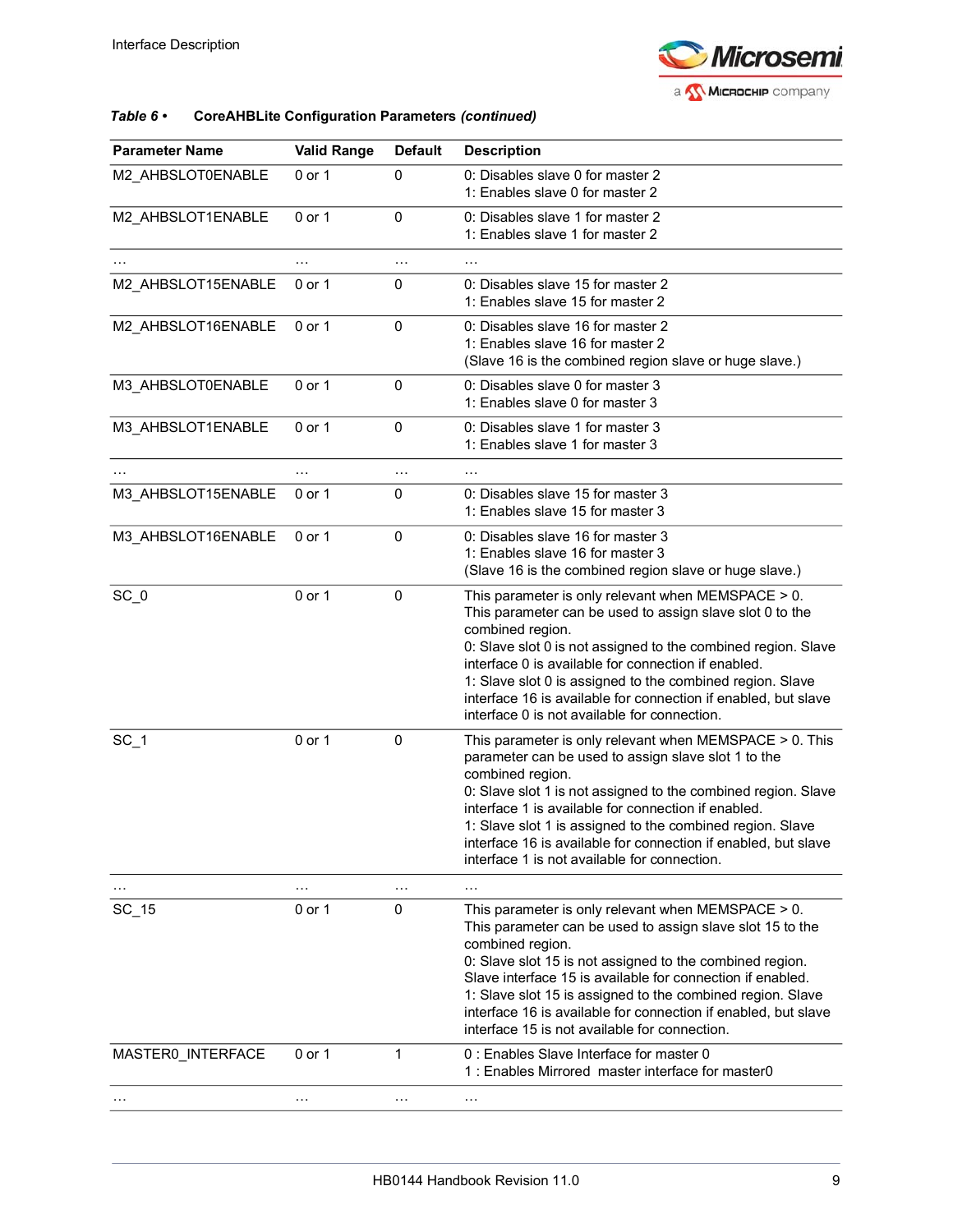*Table 6 •* **CoreAHBLite Configuration Parameters *(continued)***

| Parameter Name | Valid Range | Default | Description |
|---|---|---|---|
| M2_AHBSLOT0ENABLE | 0 or 1 | 0 | 0: Disables slave 0 for master 2<br>1: Enables slave 0 for master 2 |
| M2_AHBSLOT1ENABLE | 0 or 1 | 0 | 0: Disables slave 1 for master 2<br>1: Enables slave 1 for master 2 |
| … | … | … | … |
| M2_AHBSLOT15ENABLE | 0 or 1 | 0 | 0: Disables slave 15 for master 2<br>1: Enables slave 15 for master 2 |
| M2_AHBSLOT16ENABLE | 0 or 1 | 0 | 0: Disables slave 16 for master 2<br>1: Enables slave 16 for master 2<br>(Slave 16 is the combined region slave or huge slave.) |
| M3_AHBSLOT0ENABLE | 0 or 1 | 0 | 0: Disables slave 0 for master 3<br>1: Enables slave 0 for master 3 |
| M3_AHBSLOT1ENABLE | 0 or 1 | 0 | 0: Disables slave 1 for master 3<br>1: Enables slave 1 for master 3 |
| … | … | … | … |
| M3_AHBSLOT15ENABLE | 0 or 1 | 0 | 0: Disables slave 15 for master 3<br>1: Enables slave 15 for master 3 |
| M3_AHBSLOT16ENABLE | 0 or 1 | 0 | 0: Disables slave 16 for master 3<br>1: Enables slave 16 for master 3<br>(Slave 16 is the combined region slave or huge slave.) |
| SC_0 | 0 or 1 | 0 | This parameter is only relevant when MEMSPACE > 0. This parameter can be used to assign slave slot 0 to the combined region.<br>0: Slave slot 0 is not assigned to the combined region. Slave interface 0 is available for connection if enabled.<br>1: Slave slot 0 is assigned to the combined region. Slave interface 16 is available for connection if enabled, but slave interface 0 is not available for connection. |
| SC_1 | 0 or 1 | 0 | This parameter is only relevant when MEMSPACE > 0. This parameter can be used to assign slave slot 1 to the combined region.<br>0: Slave slot 1 is not assigned to the combined region. Slave interface 1 is available for connection if enabled.<br>1: Slave slot 1 is assigned to the combined region. Slave interface 16 is available for connection if enabled, but slave interface 1 is not available for connection. |
| … | … | … | … |
| SC_15 | 0 or 1 | 0 | This parameter is only relevant when MEMSPACE > 0. This parameter can be used to assign slave slot 15 to the combined region.<br>0: Slave slot 15 is not assigned to the combined region. Slave interface 15 is available for connection if enabled.<br>1: Slave slot 15 is assigned to the combined region. Slave interface 16 is available for connection if enabled, but slave interface 15 is not available for connection. |
| MASTER0_INTERFACE | 0 or 1 | 1 | 0 : Enables Slave Interface for master 0<br>1 : Enables Mirrored master interface for master0 |
| … | … | … | … |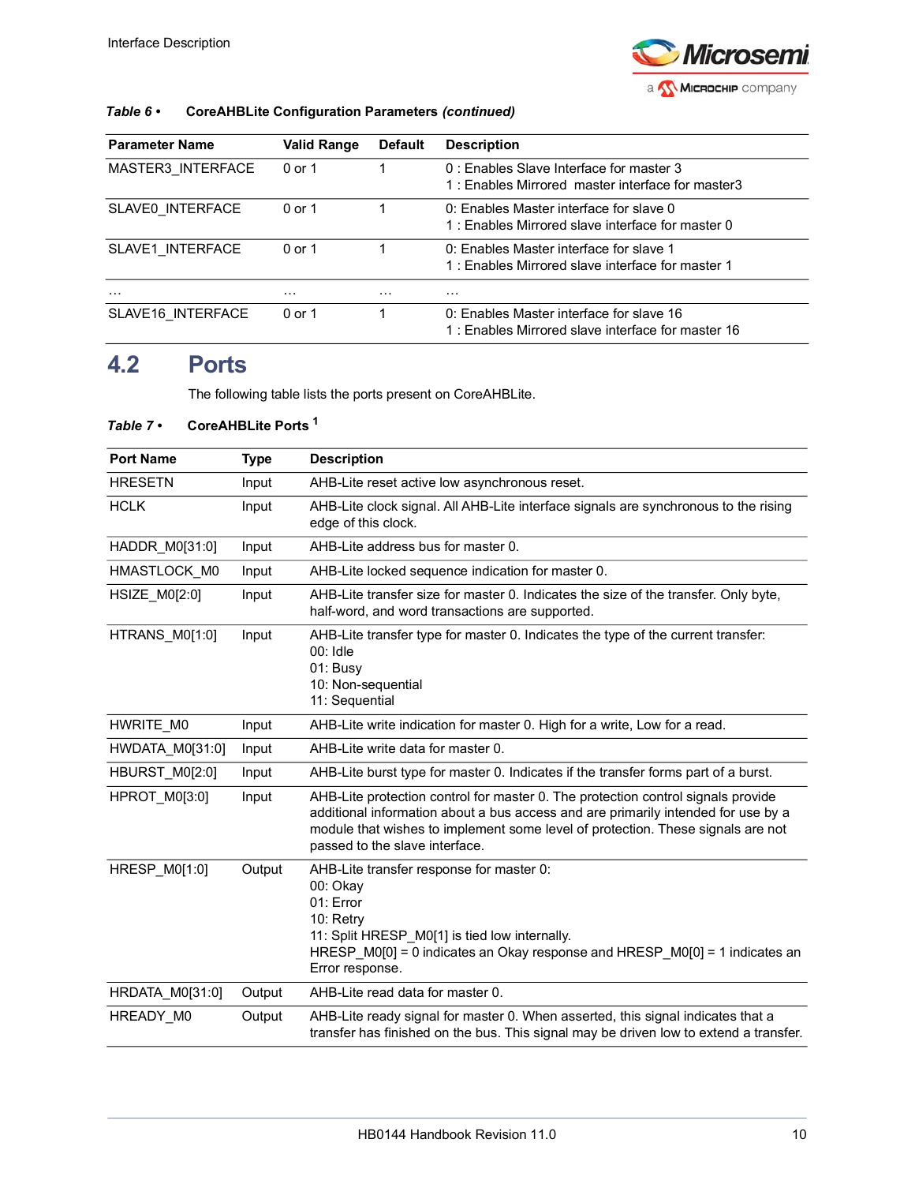**Table 6 •** **CoreAHBLite Configuration Parameters *(continued)***

| Parameter Name | Valid Range | Default | Description |
|---|---|---|---|
| MASTER3_INTERFACE | 0 or 1 | 1 | 0 : Enables Slave Interface for master 3<br>1 : Enables Mirrored  master interface for master3 |
| SLAVE0_INTERFACE | 0 or 1 | 1 | 0: Enables Master interface for slave 0<br>1 : Enables Mirrored slave interface for master 0 |
| SLAVE1_INTERFACE | 0 or 1 | 1 | 0: Enables Master interface for slave 1<br>1 : Enables Mirrored slave interface for master 1 |
| … | … | … | … |
| SLAVE16_INTERFACE | 0 or 1 | 1 | 0: Enables Master interface for slave 16<br>1 : Enables Mirrored slave interface for master 16 |

## 4.2 Ports

The following table lists the ports present on CoreAHBLite.

**Table 7 •** **CoreAHBLite Ports [1]**

| Port Name | Type | Description |
|---|---|---|
| HRESETN | Input | AHB-Lite reset active low asynchronous reset. |
| HCLK | Input | AHB-Lite clock signal. All AHB-Lite interface signals are synchronous to the rising edge of this clock. |
| HADDR_M0[31:0] | Input | AHB-Lite address bus for master 0. |
| HMASTLOCK_M0 | Input | AHB-Lite locked sequence indication for master 0. |
| HSIZE_M0[2:0] | Input | AHB-Lite transfer size for master 0. Indicates the size of the transfer. Only byte, half-word, and word transactions are supported. |
| HTRANS_M0[1:0] | Input | AHB-Lite transfer type for master 0. Indicates the type of the current transfer:<br>00: Idle<br>01: Busy<br>10: Non-sequential<br>11: Sequential |
| HWRITE_M0 | Input | AHB-Lite write indication for master 0. High for a write, Low for a read. |
| HWDATA_M0[31:0] | Input | AHB-Lite write data for master 0. |
| HBURST_M0[2:0] | Input | AHB-Lite burst type for master 0. Indicates if the transfer forms part of a burst. |
| HPROT_M0[3:0] | Input | AHB-Lite protection control for master 0. The protection control signals provide additional information about a bus access and are primarily intended for use by a module that wishes to implement some level of protection. These signals are not passed to the slave interface. |
| HRESP_M0[1:0] | Output | AHB-Lite transfer response for master 0:<br>00: Okay<br>01: Error<br>10: Retry<br>11: Split HRESP_M0[1] is tied low internally.<br>HRESP_M0[0] = 0 indicates an Okay response and HRESP_M0[0] = 1 indicates an Error response. |
| HRDATA_M0[31:0] | Output | AHB-Lite read data for master 0. |
| HREADY_M0 | Output | AHB-Lite ready signal for master 0. When asserted, this signal indicates that a transfer has finished on the bus. This signal may be driven low to extend a transfer. |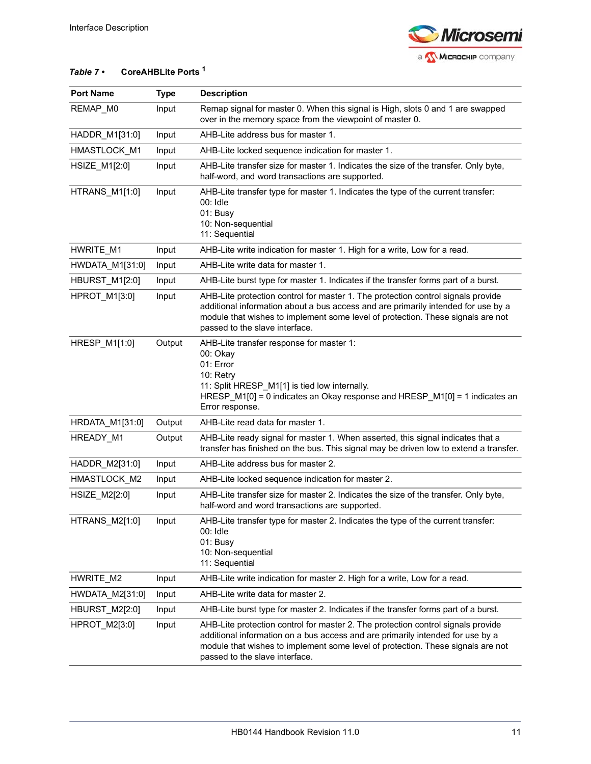***Table 7 •*** **CoreAHBLite Ports [1]**

| Port Name | Type | Description |
|---|---|---|
| REMAP_M0 | Input | Remap signal for master 0. When this signal is High, slots 0 and 1 are swapped over in the memory space from the viewpoint of master 0. |
| HADDR_M1[31:0] | Input | AHB-Lite address bus for master 1. |
| HMASTLOCK_M1 | Input | AHB-Lite locked sequence indication for master 1. |
| HSIZE_M1[2:0] | Input | AHB-Lite transfer size for master 1. Indicates the size of the transfer. Only byte, half-word, and word transactions are supported. |
| HTRANS_M1[1:0] | Input | AHB-Lite transfer type for master 1. Indicates the type of the current transfer:<br>00: Idle<br>01: Busy<br>10: Non-sequential<br>11: Sequential |
| HWRITE_M1 | Input | AHB-Lite write indication for master 1. High for a write, Low for a read. |
| HWDATA_M1[31:0] | Input | AHB-Lite write data for master 1. |
| HBURST_M1[2:0] | Input | AHB-Lite burst type for master 1. Indicates if the transfer forms part of a burst. |
| HPROT_M1[3:0] | Input | AHB-Lite protection control for master 1. The protection control signals provide additional information about a bus access and are primarily intended for use by a module that wishes to implement some level of protection. These signals are not passed to the slave interface. |
| HRESP_M1[1:0] | Output | AHB-Lite transfer response for master 1:<br>00: Okay<br>01: Error<br>10: Retry<br>11: Split HRESP_M1[1] is tied low internally.<br>HRESP_M1[0] = 0 indicates an Okay response and HRESP_M1[0] = 1 indicates an Error response. |
| HRDATA_M1[31:0] | Output | AHB-Lite read data for master 1. |
| HREADY_M1 | Output | AHB-Lite ready signal for master 1. When asserted, this signal indicates that a transfer has finished on the bus. This signal may be driven low to extend a transfer. |
| HADDR_M2[31:0] | Input | AHB-Lite address bus for master 2. |
| HMASTLOCK_M2 | Input | AHB-Lite locked sequence indication for master 2. |
| HSIZE_M2[2:0] | Input | AHB-Lite transfer size for master 2. Indicates the size of the transfer. Only byte, half-word and word transactions are supported. |
| HTRANS_M2[1:0] | Input | AHB-Lite transfer type for master 2. Indicates the type of the current transfer:<br>00: Idle<br>01: Busy<br>10: Non-sequential<br>11: Sequential |
| HWRITE_M2 | Input | AHB-Lite write indication for master 2. High for a write, Low for a read. |
| HWDATA_M2[31:0] | Input | AHB-Lite write data for master 2. |
| HBURST_M2[2:0] | Input | AHB-Lite burst type for master 2. Indicates if the transfer forms part of a burst. |
| HPROT_M2[3:0] | Input | AHB-Lite protection control for master 2. The protection control signals provide additional information on a bus access and are primarily intended for use by a module that wishes to implement some level of protection. These signals are not passed to the slave interface. |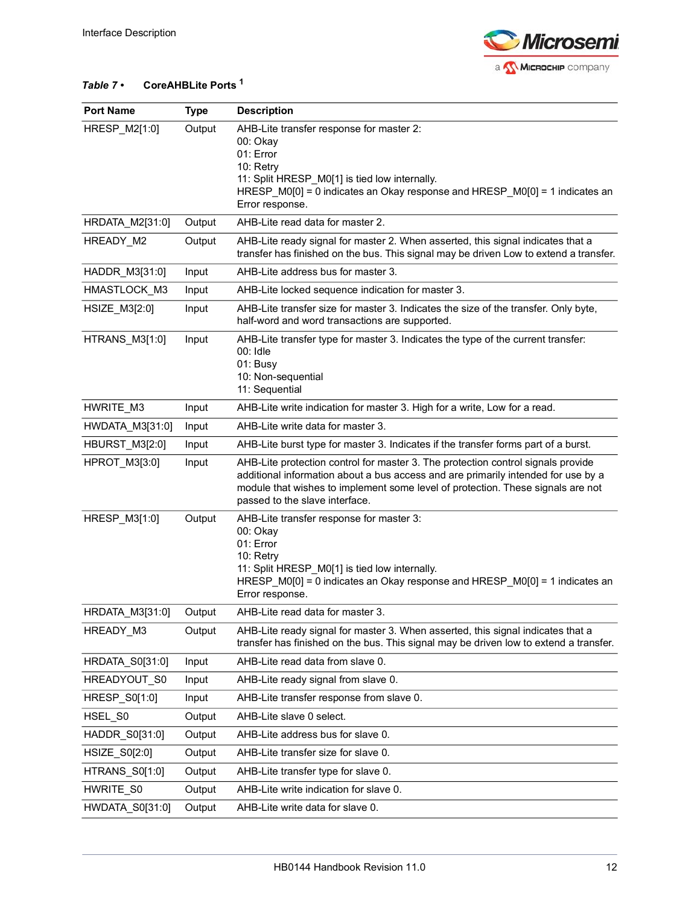*Table 7 •* **CoreAHBLite Ports** [1]

| Port Name | Type | Description |
|---|---|---|
| HRESP_M2[1:0] | Output | AHB-Lite transfer response for master 2:<br>00: Okay<br>01: Error<br>10: Retry<br>11: Split HRESP_M0[1] is tied low internally.<br>HRESP_M0[0] = 0 indicates an Okay response and HRESP_M0[0] = 1 indicates an Error response. |
| HRDATA_M2[31:0] | Output | AHB-Lite read data for master 2. |
| HREADY_M2 | Output | AHB-Lite ready signal for master 2. When asserted, this signal indicates that a transfer has finished on the bus. This signal may be driven Low to extend a transfer. |
| HADDR_M3[31:0] | Input | AHB-Lite address bus for master 3. |
| HMASTLOCK_M3 | Input | AHB-Lite locked sequence indication for master 3. |
| HSIZE_M3[2:0] | Input | AHB-Lite transfer size for master 3. Indicates the size of the transfer. Only byte, half-word and word transactions are supported. |
| HTRANS_M3[1:0] | Input | AHB-Lite transfer type for master 3. Indicates the type of the current transfer:<br>00: Idle<br>01: Busy<br>10: Non-sequential<br>11: Sequential |
| HWRITE_M3 | Input | AHB-Lite write indication for master 3. High for a write, Low for a read. |
| HWDATA_M3[31:0] | Input | AHB-Lite write data for master 3. |
| HBURST_M3[2:0] | Input | AHB-Lite burst type for master 3. Indicates if the transfer forms part of a burst. |
| HPROT_M3[3:0] | Input | AHB-Lite protection control for master 3. The protection control signals provide additional information about a bus access and are primarily intended for use by a module that wishes to implement some level of protection. These signals are not passed to the slave interface. |
| HRESP_M3[1:0] | Output | AHB-Lite transfer response for master 3:<br>00: Okay<br>01: Error<br>10: Retry<br>11: Split HRESP_M0[1] is tied low internally.<br>HRESP_M0[0] = 0 indicates an Okay response and HRESP_M0[0] = 1 indicates an Error response. |
| HRDATA_M3[31:0] | Output | AHB-Lite read data for master 3. |
| HREADY_M3 | Output | AHB-Lite ready signal for master 3. When asserted, this signal indicates that a transfer has finished on the bus. This signal may be driven low to extend a transfer. |
| HRDATA_S0[31:0] | Input | AHB-Lite read data from slave 0. |
| HREADYOUT_S0 | Input | AHB-Lite ready signal from slave 0. |
| HRESP_S0[1:0] | Input | AHB-Lite transfer response from slave 0. |
| HSEL_S0 | Output | AHB-Lite slave 0 select. |
| HADDR_S0[31:0] | Output | AHB-Lite address bus for slave 0. |
| HSIZE_S0[2:0] | Output | AHB-Lite transfer size for slave 0. |
| HTRANS_S0[1:0] | Output | AHB-Lite transfer type for slave 0. |
| HWRITE_S0 | Output | AHB-Lite write indication for slave 0. |
| HWDATA_S0[31:0] | Output | AHB-Lite write data for slave 0. |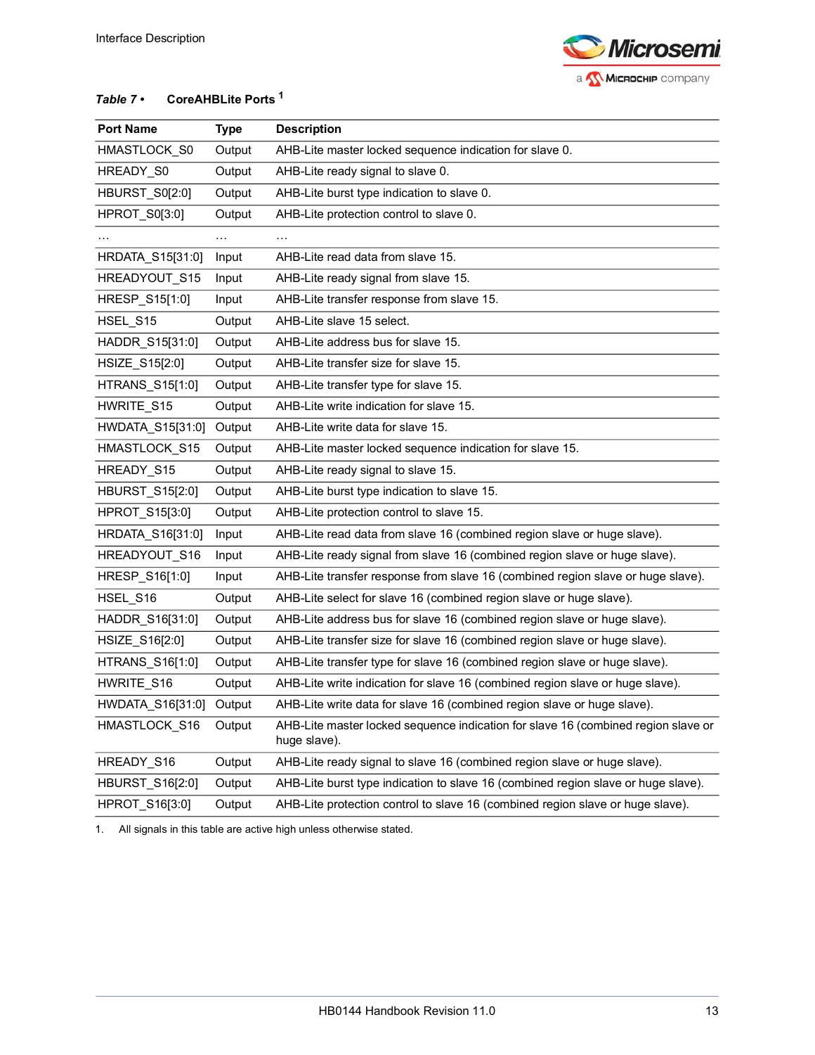*Table 7 •* **CoreAHBLite Ports [1]**

| Port Name | Type | Description |
|---|---|---|
| HMASTLOCK_S0 | Output | AHB-Lite master locked sequence indication for slave 0. |
| HREADY_S0 | Output | AHB-Lite ready signal to slave 0. |
| HBURST_S0[2:0] | Output | AHB-Lite burst type indication to slave 0. |
| HPROT_S0[3:0] | Output | AHB-Lite protection control to slave 0. |
| … | … | … |
| HRDATA_S15[31:0] | Input | AHB-Lite read data from slave 15. |
| HREADYOUT_S15 | Input | AHB-Lite ready signal from slave 15. |
| HRESP_S15[1:0] | Input | AHB-Lite transfer response from slave 15. |
| HSEL_S15 | Output | AHB-Lite slave 15 select. |
| HADDR_S15[31:0] | Output | AHB-Lite address bus for slave 15. |
| HSIZE_S15[2:0] | Output | AHB-Lite transfer size for slave 15. |
| HTRANS_S15[1:0] | Output | AHB-Lite transfer type for slave 15. |
| HWRITE_S15 | Output | AHB-Lite write indication for slave 15. |
| HWDATA_S15[31:0] | Output | AHB-Lite write data for slave 15. |
| HMASTLOCK_S15 | Output | AHB-Lite master locked sequence indication for slave 15. |
| HREADY_S15 | Output | AHB-Lite ready signal to slave 15. |
| HBURST_S15[2:0] | Output | AHB-Lite burst type indication to slave 15. |
| HPROT_S15[3:0] | Output | AHB-Lite protection control to slave 15. |
| HRDATA_S16[31:0] | Input | AHB-Lite read data from slave 16 (combined region slave or huge slave). |
| HREADYOUT_S16 | Input | AHB-Lite ready signal from slave 16 (combined region slave or huge slave). |
| HRESP_S16[1:0] | Input | AHB-Lite transfer response from slave 16 (combined region slave or huge slave). |
| HSEL_S16 | Output | AHB-Lite select for slave 16 (combined region slave or huge slave). |
| HADDR_S16[31:0] | Output | AHB-Lite address bus for slave 16 (combined region slave or huge slave). |
| HSIZE_S16[2:0] | Output | AHB-Lite transfer size for slave 16 (combined region slave or huge slave). |
| HTRANS_S16[1:0] | Output | AHB-Lite transfer type for slave 16 (combined region slave or huge slave). |
| HWRITE_S16 | Output | AHB-Lite write indication for slave 16 (combined region slave or huge slave). |
| HWDATA_S16[31:0] | Output | AHB-Lite write data for slave 16 (combined region slave or huge slave). |
| HMASTLOCK_S16 | Output | AHB-Lite master locked sequence indication for slave 16 (combined region slave or huge slave). |
| HREADY_S16 | Output | AHB-Lite ready signal to slave 16 (combined region slave or huge slave). |
| HBURST_S16[2:0] | Output | AHB-Lite burst type indication to slave 16 (combined region slave or huge slave). |
| HPROT_S16[3:0] | Output | AHB-Lite protection control to slave 16 (combined region slave or huge slave). |

1. All signals in this table are active high unless otherwise stated.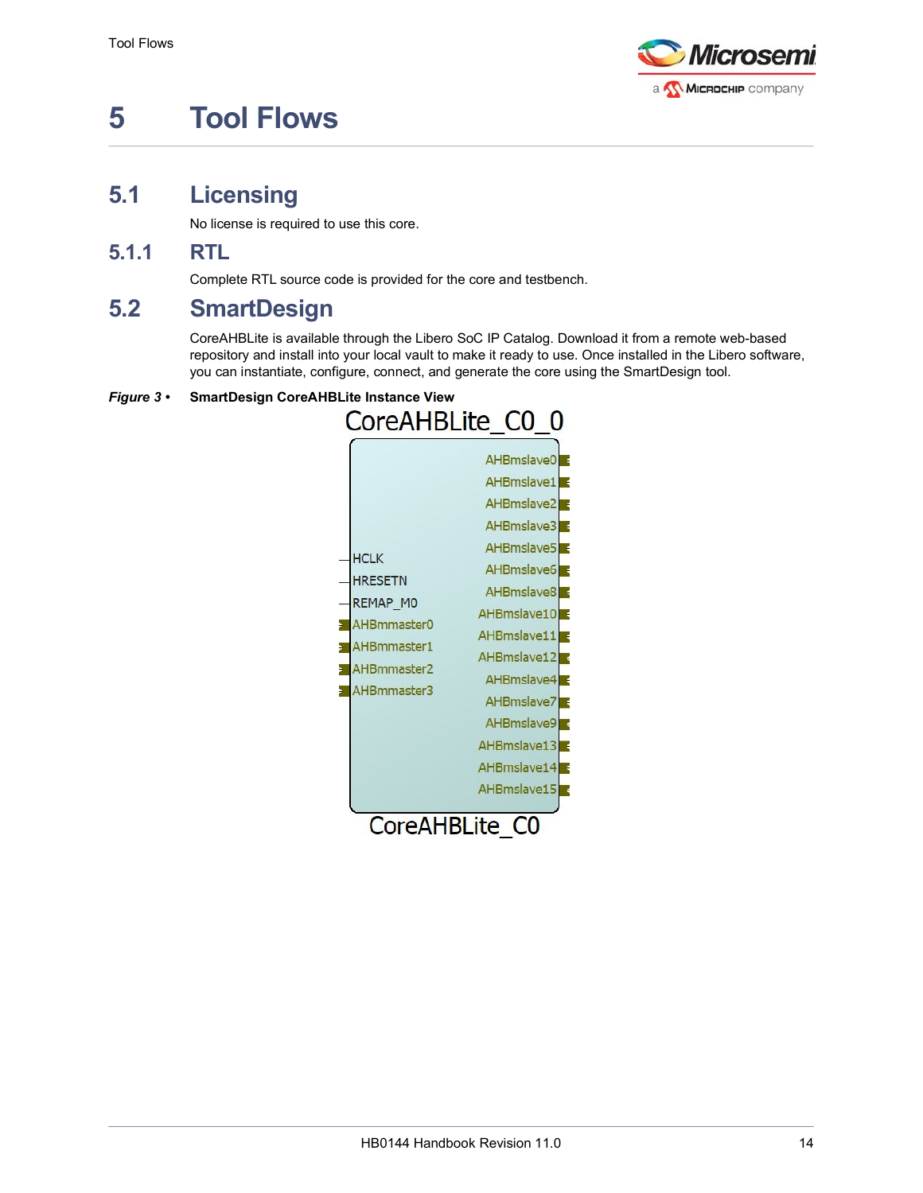# 5 Tool Flows

## 5.1 Licensing

No license is required to use this core.

### 5.1.1 RTL

Complete RTL source code is provided for the core and testbench.

## 5.2 SmartDesign

CoreAHBLite is available through the Libero SoC IP Catalog. Download it from a remote web-based repository and install into your local vault to make it ready to use. Once installed in the Libero software, you can instantiate, configure, connect, and generate the core using the SmartDesign tool.

***Figure 3 •*** **SmartDesign CoreAHBLite Instance View**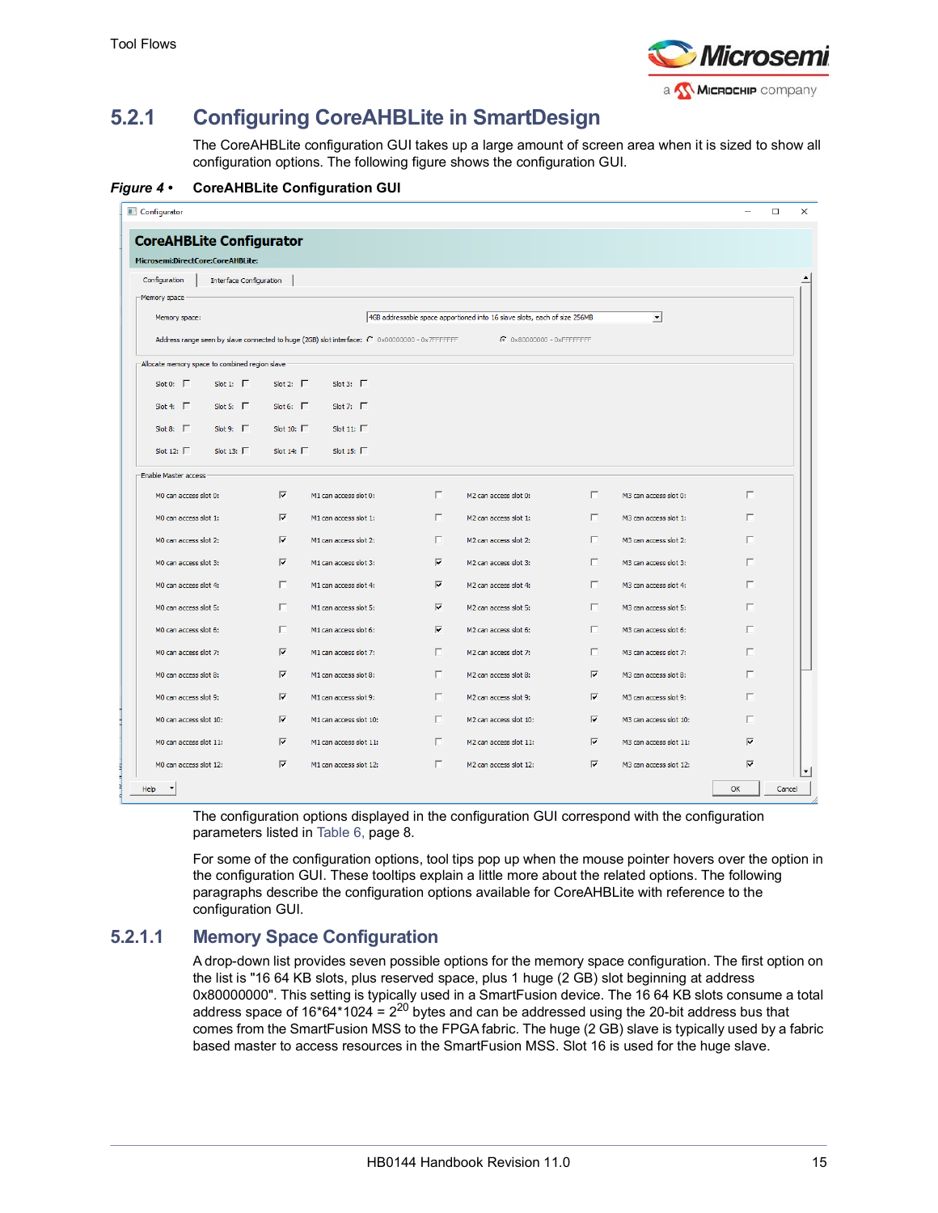## 5.2.1 Configuring CoreAHBLite in SmartDesign

The CoreAHBLite configuration GUI takes up a large amount of screen area when it is sized to show all configuration options. The following figure shows the configuration GUI.

*Figure 4 •* **CoreAHBLite Configuration GUI**

The configuration options displayed in the configuration GUI correspond with the configuration parameters listed in Table 6, page 8.

For some of the configuration options, tool tips pop up when the mouse pointer hovers over the option in the configuration GUI. These tooltips explain a little more about the related options. The following paragraphs describe the configuration options available for CoreAHBLite with reference to the configuration GUI.

### 5.2.1.1 Memory Space Configuration

A drop-down list provides seven possible options for the memory space configuration. The first option on the list is "16 64 KB slots, plus reserved space, plus 1 huge (2 GB) slot beginning at address 0x80000000". This setting is typically used in a SmartFusion device. The 16 64 KB slots consume a total address space of 16*64*1024 = $2^{20}$ bytes and can be addressed using the 20-bit address bus that comes from the SmartFusion MSS to the FPGA fabric. The huge (2 GB) slave is typically used by a fabric based master to access resources in the SmartFusion MSS. Slot 16 is used for the huge slave.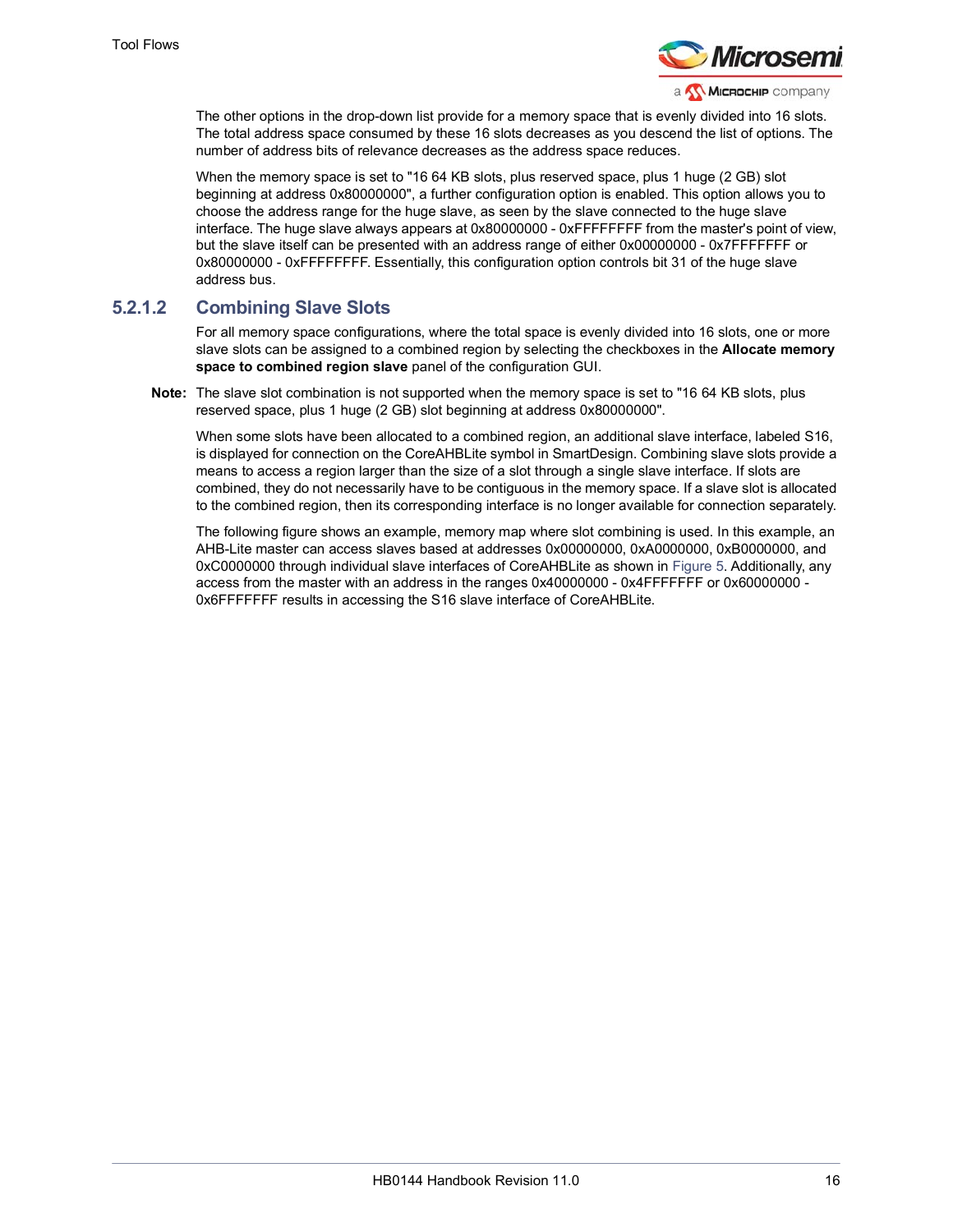The other options in the drop-down list provide for a memory space that is evenly divided into 16 slots. The total address space consumed by these 16 slots decreases as you descend the list of options. The number of address bits of relevance decreases as the address space reduces.

When the memory space is set to "16 64 KB slots, plus reserved space, plus 1 huge (2 GB) slot beginning at address 0x80000000", a further configuration option is enabled. This option allows you to choose the address range for the huge slave, as seen by the slave connected to the huge slave interface. The huge slave always appears at 0x80000000 - 0xFFFFFFFF from the master's point of view, but the slave itself can be presented with an address range of either 0x00000000 - 0x7FFFFFFF or 0x80000000 - 0xFFFFFFFF. Essentially, this configuration option controls bit 31 of the huge slave address bus.

### 5.2.1.2 Combining Slave Slots

For all memory space configurations, where the total space is evenly divided into 16 slots, one or more slave slots can be assigned to a combined region by selecting the checkboxes in the **Allocate memory space to combined region slave** panel of the configuration GUI.

**Note:** The slave slot combination is not supported when the memory space is set to "16 64 KB slots, plus reserved space, plus 1 huge (2 GB) slot beginning at address 0x80000000".

When some slots have been allocated to a combined region, an additional slave interface, labeled S16, is displayed for connection on the CoreAHBLite symbol in SmartDesign. Combining slave slots provide a means to access a region larger than the size of a slot through a single slave interface. If slots are combined, they do not necessarily have to be contiguous in the memory space. If a slave slot is allocated to the combined region, then its corresponding interface is no longer available for connection separately.

The following figure shows an example, memory map where slot combining is used. In this example, an AHB-Lite master can access slaves based at addresses 0x00000000, 0xA0000000, 0xB0000000, and 0xC0000000 through individual slave interfaces of CoreAHBLite as shown in Figure 5. Additionally, any access from the master with an address in the ranges 0x40000000 - 0x4FFFFFFF or 0x60000000 - 0x6FFFFFFF results in accessing the S16 slave interface of CoreAHBLite.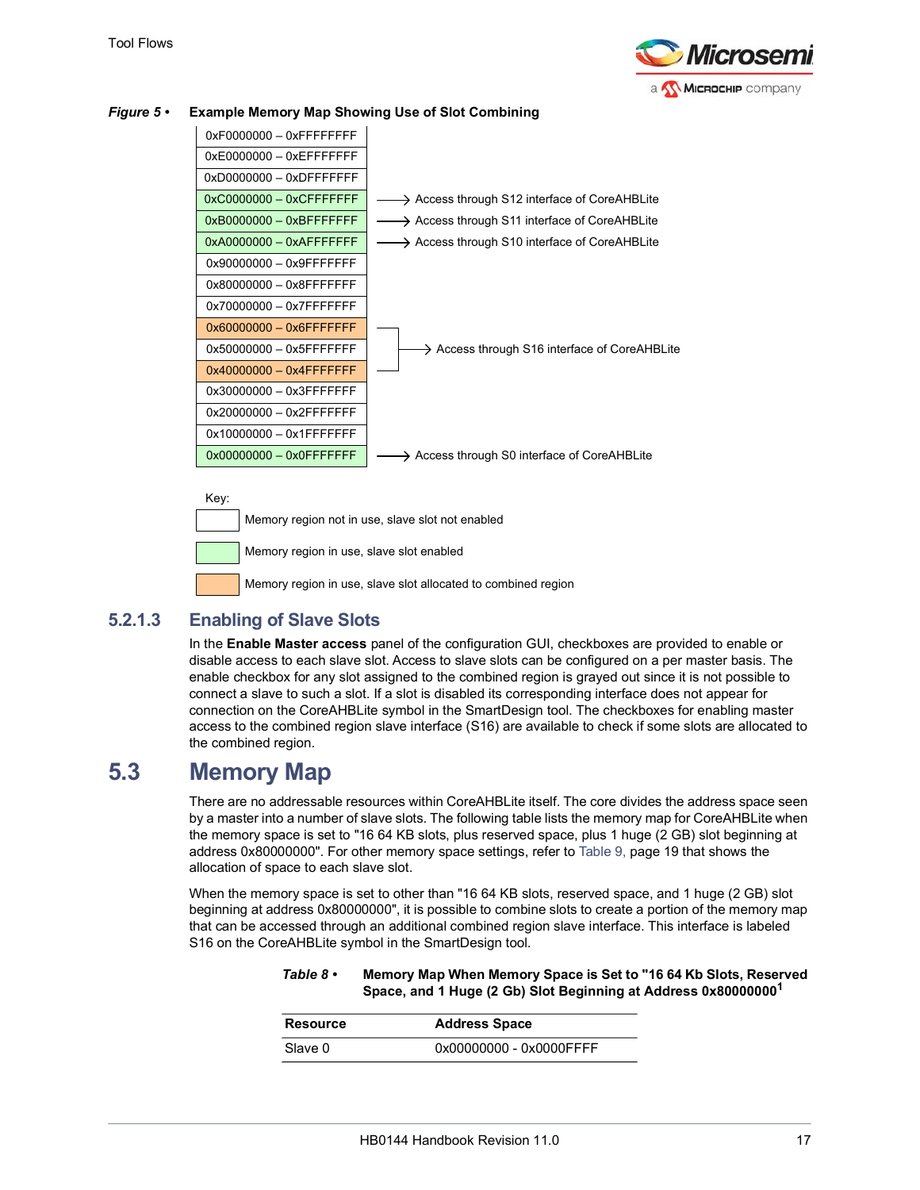**Figure 5 • Example Memory Map Showing Use of Slot Combining**

| Address Range | Access |
|---|---|
| 0xF0000000 – 0xFFFFFFFF | |
| 0xE0000000 – 0xEFFFFFFF | |
| 0xD0000000 – 0xDFFFFFFF | |
| 0xC0000000 – 0xCFFFFFFF | Access through S12 interface of CoreAHBLite |
| 0xB0000000 – 0xBFFFFFFF | Access through S11 interface of CoreAHBLite |
| 0xA0000000 – 0xAFFFFFFF | Access through S10 interface of CoreAHBLite |
| 0x90000000 – 0x9FFFFFFF | |
| 0x80000000 – 0x8FFFFFFF | |
| 0x70000000 – 0x7FFFFFFF | |
| 0x60000000 – 0x6FFFFFFF | Access through S16 interface of CoreAHBLite |
| 0x50000000 – 0x5FFFFFFF | Access through S16 interface of CoreAHBLite |
| 0x40000000 – 0x4FFFFFFF | Access through S16 interface of CoreAHBLite |
| 0x30000000 – 0x3FFFFFFF | |
| 0x20000000 – 0x2FFFFFFF | |
| 0x10000000 – 0x1FFFFFFF | |
| 0x00000000 – 0x0FFFFFFF | Access through S0 interface of CoreAHBLite |

Key:
- Memory region not in use, slave slot not enabled (0xF0000000–0xD0000000, 0x90000000–0x70000000, 0x50000000, 0x30000000–0x10000000)
- Memory region in use, slave slot enabled (0xC0000000, 0xB0000000, 0xA0000000, 0x00000000)
- Memory region in use, slave slot allocated to combined region (0x60000000, 0x40000000)

### 5.2.1.3 Enabling of Slave Slots

In the **Enable Master access** panel of the configuration GUI, checkboxes are provided to enable or disable access to each slave slot. Access to slave slots can be configured on a per master basis. The enable checkbox for any slot assigned to the combined region is grayed out since it is not possible to connect a slave to such a slot. If a slot is disabled its corresponding interface does not appear for connection on the CoreAHBLite symbol in the SmartDesign tool. The checkboxes for enabling master access to the combined region slave interface (S16) are available to check if some slots are allocated to the combined region.

## 5.3 Memory Map

There are no addressable resources within CoreAHBLite itself. The core divides the address space seen by a master into a number of slave slots. The following table lists the memory map for CoreAHBLite when the memory space is set to "16 64 KB slots, plus reserved space, plus 1 huge (2 GB) slot beginning at address 0x80000000". For other memory space settings, refer to Table 9, page 19 that shows the allocation of space to each slave slot.

When the memory space is set to other than "16 64 KB slots, reserved space, and 1 huge (2 GB) slot beginning at address 0x80000000", it is possible to combine slots to create a portion of the memory map that can be accessed through an additional combined region slave interface. This interface is labeled S16 on the CoreAHBLite symbol in the SmartDesign tool.

**Table 8 • Memory Map When Memory Space is Set to "16 64 Kb Slots, Reserved Space, and 1 Huge (2 Gb) Slot Beginning at Address 0x80000000[1]**

| Resource | Address Space |
|---|---|
| Slave 0 | 0x00000000 - 0x0000FFFF |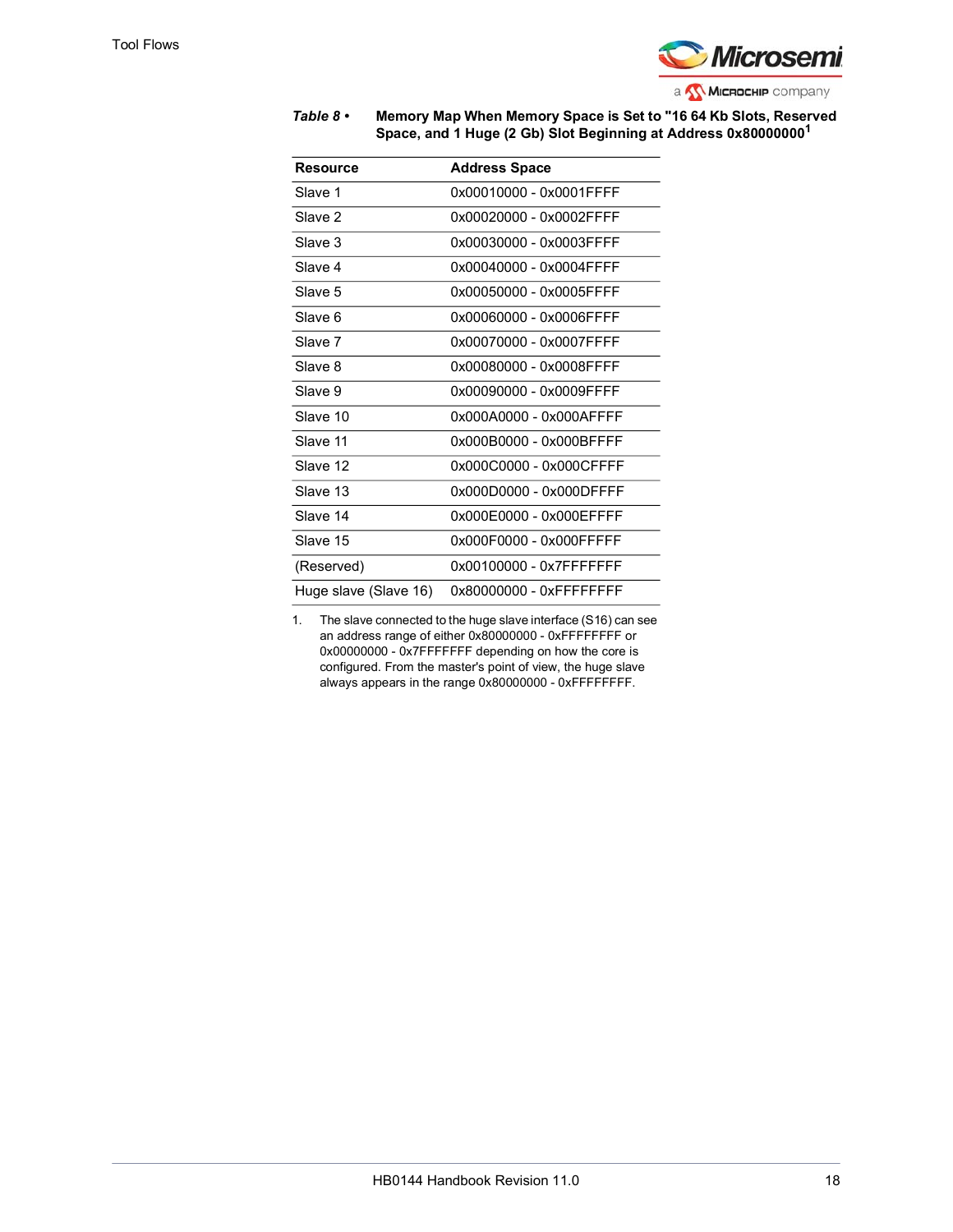*Table 8 •* **Memory Map When Memory Space is Set to "16 64 Kb Slots, Reserved Space, and 1 Huge (2 Gb) Slot Beginning at Address 0x80000000**[1]

| Resource | Address Space |
|---|---|
| Slave 1 | 0x00010000 - 0x0001FFFF |
| Slave 2 | 0x00020000 - 0x0002FFFF |
| Slave 3 | 0x00030000 - 0x0003FFFF |
| Slave 4 | 0x00040000 - 0x0004FFFF |
| Slave 5 | 0x00050000 - 0x0005FFFF |
| Slave 6 | 0x00060000 - 0x0006FFFF |
| Slave 7 | 0x00070000 - 0x0007FFFF |
| Slave 8 | 0x00080000 - 0x0008FFFF |
| Slave 9 | 0x00090000 - 0x0009FFFF |
| Slave 10 | 0x000A0000 - 0x000AFFFF |
| Slave 11 | 0x000B0000 - 0x000BFFFF |
| Slave 12 | 0x000C0000 - 0x000CFFFF |
| Slave 13 | 0x000D0000 - 0x000DFFFF |
| Slave 14 | 0x000E0000 - 0x000EFFFF |
| Slave 15 | 0x000F0000 - 0x000FFFFF |
| (Reserved) | 0x00100000 - 0x7FFFFFFF |
| Huge slave (Slave 16) | 0x80000000 - 0xFFFFFFFF |

1. The slave connected to the huge slave interface (S16) can see an address range of either 0x80000000 - 0xFFFFFFFF or 0x00000000 - 0x7FFFFFFF depending on how the core is configured. From the master's point of view, the huge slave always appears in the range 0x80000000 - 0xFFFFFFFF.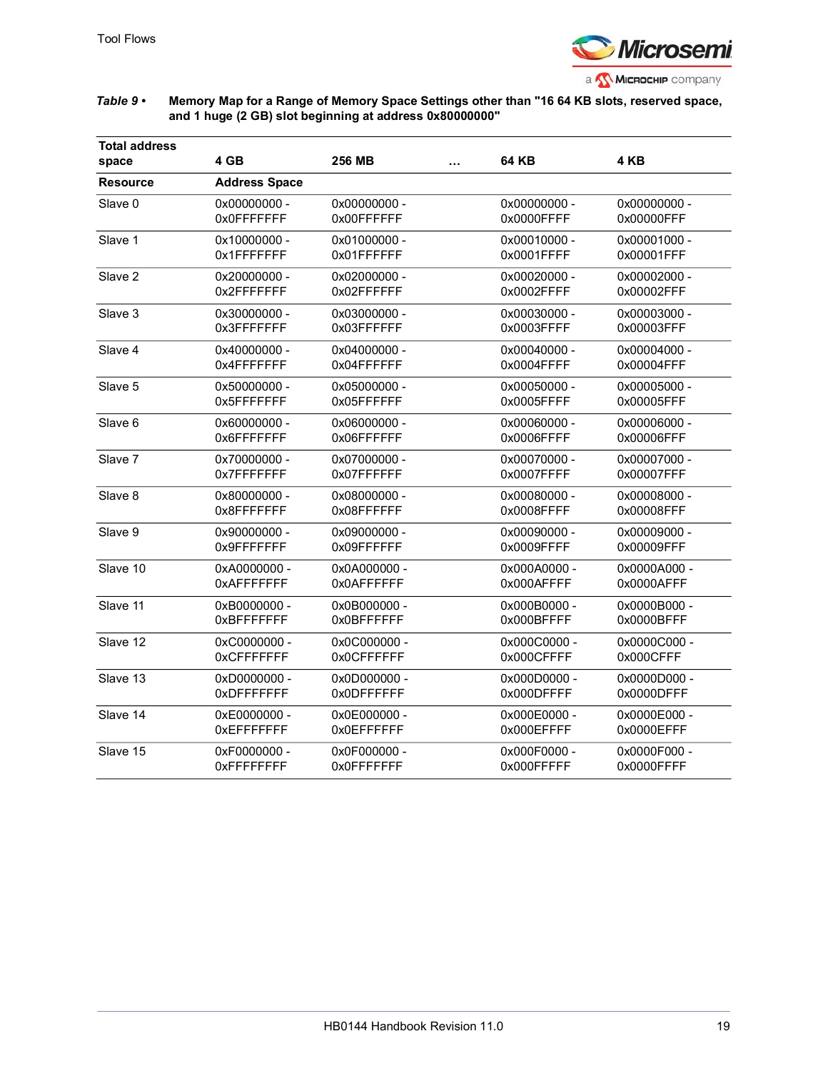*Table 9 •* **Memory Map for a Range of Memory Space Settings other than "16 64 KB slots, reserved space, and 1 huge (2 GB) slot beginning at address 0x80000000"**

| Total address space | 4 GB | 256 MB | … | 64 KB | 4 KB |
|---|---|---|---|---|---|
| **Resource** | **Address Space** | | | | |
| Slave 0 | 0x00000000 - 0x0FFFFFFF | 0x00000000 - 0x00FFFFFF | | 0x00000000 - 0x0000FFFF | 0x00000000 - 0x00000FFF |
| Slave 1 | 0x10000000 - 0x1FFFFFFF | 0x01000000 - 0x01FFFFFF | | 0x00010000 - 0x0001FFFF | 0x00001000 - 0x00001FFF |
| Slave 2 | 0x20000000 - 0x2FFFFFFF | 0x02000000 - 0x02FFFFFF | | 0x00020000 - 0x0002FFFF | 0x00002000 - 0x00002FFF |
| Slave 3 | 0x30000000 - 0x3FFFFFFF | 0x03000000 - 0x03FFFFFF | | 0x00030000 - 0x0003FFFF | 0x00003000 - 0x00003FFF |
| Slave 4 | 0x40000000 - 0x4FFFFFFF | 0x04000000 - 0x04FFFFFF | | 0x00040000 - 0x0004FFFF | 0x00004000 - 0x00004FFF |
| Slave 5 | 0x50000000 - 0x5FFFFFFF | 0x05000000 - 0x05FFFFFF | | 0x00050000 - 0x0005FFFF | 0x00005000 - 0x00005FFF |
| Slave 6 | 0x60000000 - 0x6FFFFFFF | 0x06000000 - 0x06FFFFFF | | 0x00060000 - 0x0006FFFF | 0x00006000 - 0x00006FFF |
| Slave 7 | 0x70000000 - 0x7FFFFFFF | 0x07000000 - 0x07FFFFFF | | 0x00070000 - 0x0007FFFF | 0x00007000 - 0x00007FFF |
| Slave 8 | 0x80000000 - 0x8FFFFFFF | 0x08000000 - 0x08FFFFFF | | 0x00080000 - 0x0008FFFF | 0x00008000 - 0x00008FFF |
| Slave 9 | 0x90000000 - 0x9FFFFFFF | 0x09000000 - 0x09FFFFFF | | 0x00090000 - 0x0009FFFF | 0x00009000 - 0x00009FFF |
| Slave 10 | 0xA0000000 - 0xAFFFFFFF | 0x0A000000 - 0x0AFFFFFF | | 0x000A0000 - 0x000AFFFF | 0x0000A000 - 0x0000AFFF |
| Slave 11 | 0xB0000000 - 0xBFFFFFFF | 0x0B000000 - 0x0BFFFFFF | | 0x000B0000 - 0x000BFFFF | 0x0000B000 - 0x0000BFFF |
| Slave 12 | 0xC0000000 - 0xCFFFFFFF | 0x0C000000 - 0x0CFFFFFF | | 0x000C0000 - 0x000CFFFF | 0x0000C000 - 0x000CFFF |
| Slave 13 | 0xD0000000 - 0xDFFFFFFF | 0x0D000000 - 0x0DFFFFFF | | 0x000D0000 - 0x000DFFFF | 0x0000D000 - 0x0000DFFF |
| Slave 14 | 0xE0000000 - 0xEFFFFFFF | 0x0E000000 - 0x0EFFFFFF | | 0x000E0000 - 0x000EFFFF | 0x0000E000 - 0x0000EFFF |
| Slave 15 | 0xF0000000 - 0xFFFFFFFF | 0x0F000000 - 0x0FFFFFFF | | 0x000F0000 - 0x000FFFFF | 0x0000F000 - 0x0000FFFF |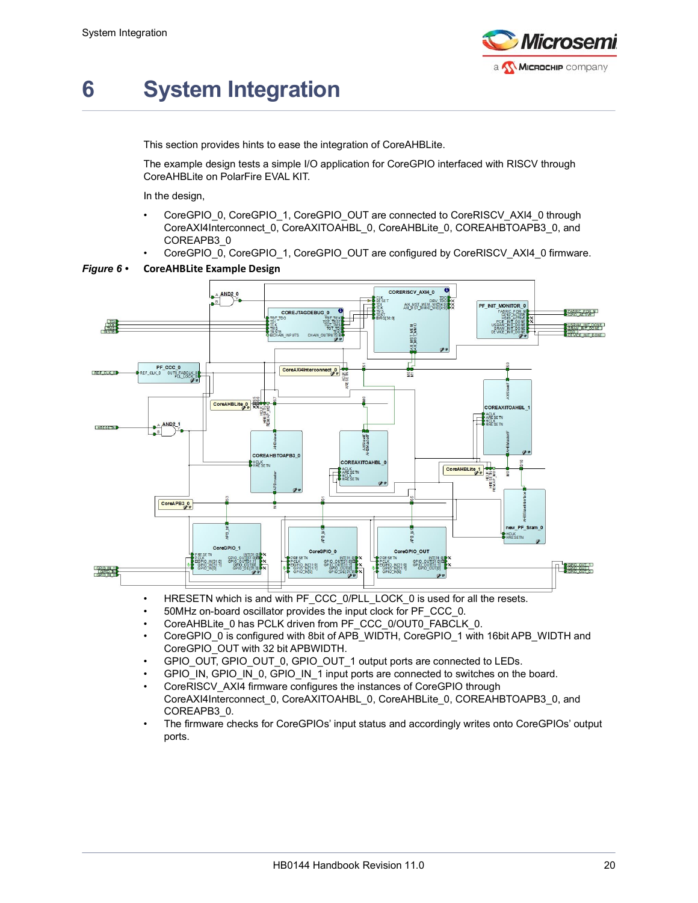# 6 System Integration

This section provides hints to ease the integration of CoreAHBLite.

The example design tests a simple I/O application for CoreGPIO interfaced with RISCV through CoreAHBLite on PolarFire EVAL KIT.

In the design,

- CoreGPIO_0, CoreGPIO_1, CoreGPIO_OUT are connected to CoreRISCV_AXI4_0 through CoreAXI4Interconnect_0, CoreAXITOAHBL_0, CoreAHBLite_0, COREAHBTOAPB3_0, and COREAPB3_0
- CoreGPIO_0, CoreGPIO_1, CoreGPIO_OUT are configured by CoreRISCV_AXI4_0 firmware.

***Figure 6 •*** **CoreAHBLite Example Design**

- HRESETN which is and with PF_CCC_0/PLL_LOCK_0 is used for all the resets.
- 50MHz on-board oscillator provides the input clock for PF_CCC_0.
- CoreAHBLite_0 has PCLK driven from PF_CCC_0/OUT0_FABCLK_0.
- CoreGPIO_0 is configured with 8bit of APB_WIDTH, CoreGPIO_1 with 16bit APB_WIDTH and CoreGPIO_OUT with 32 bit APBWIDTH.
- GPIO_OUT, GPIO_OUT_0, GPIO_OUT_1 output ports are connected to LEDs.
- GPIO_IN, GPIO_IN_0, GPIO_IN_1 input ports are connected to switches on the board.
- CoreRISCV_AXI4 firmware configures the instances of CoreGPIO through CoreAXI4Interconnect_0, CoreAXITOAHBL_0, CoreAHBLite_0, COREAHBTOAPB3_0, and COREAPB3_0.
- The firmware checks for CoreGPIOs' input status and accordingly writes onto CoreGPIOs' output ports.